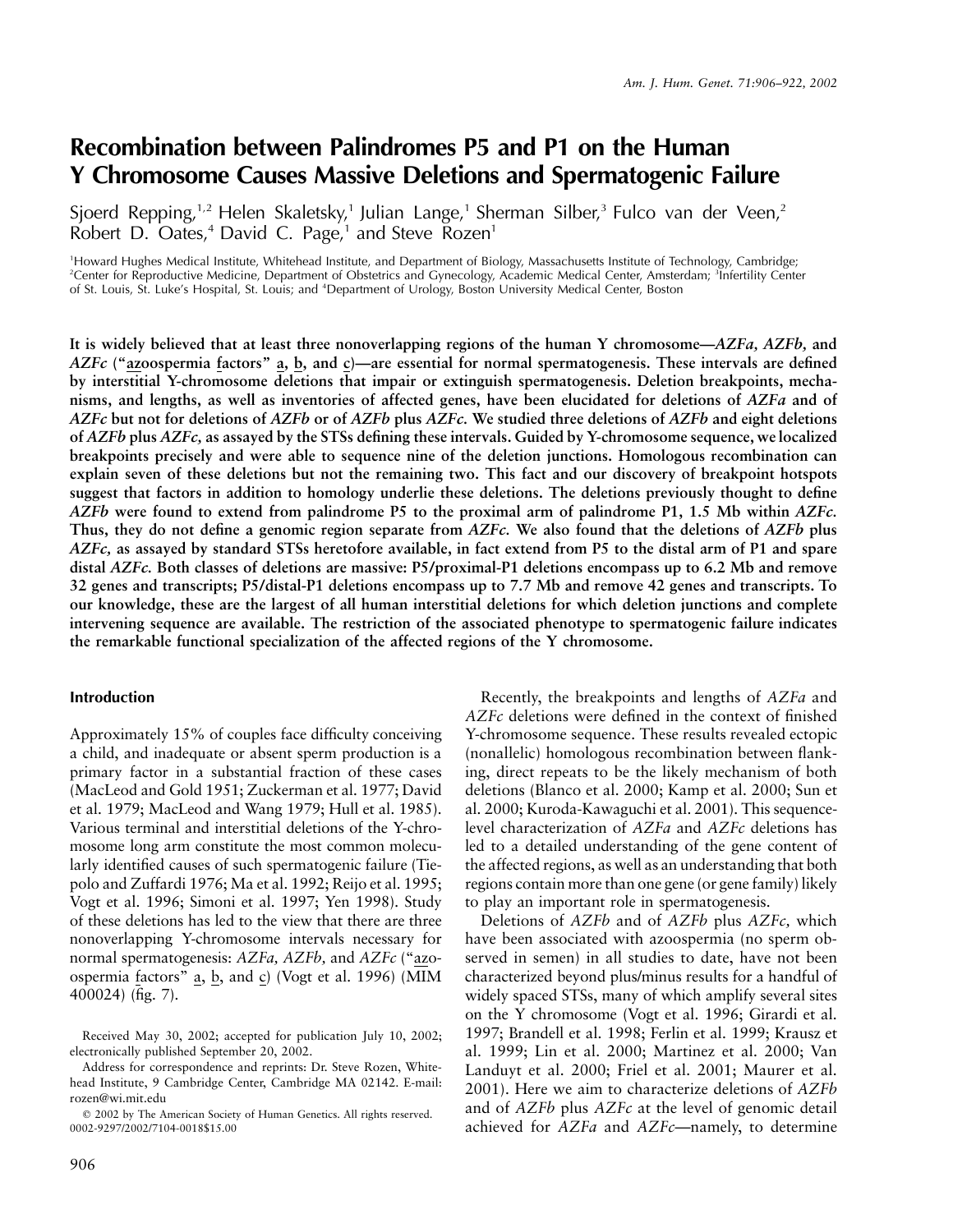# Recombination between Palindromes P5 and P1 on the Human Y Chromosome Causes Massive Deletions and Spermatogenic Failure

Sjoerd Repping,[1,2] Helen Skaletsky,[1] Julian Lange,[1] Sherman Silber,[3] Fulco van der Veen,[2] Robert D. Oates,[4] David C. Page,[1] and Steve Rozen[1]

[1]Howard Hughes Medical Institute, Whitehead Institute, and Department of Biology, Massachusetts Institute of Technology, Cambridge; [2]Center for Reproductive Medicine, Department of Obstetrics and Gynecology, Academic Medical Center, Amsterdam; [3]Infertility Center of St. Louis, St. Luke's Hospital, St. Louis; and [4]Department of Urology, Boston University Medical Center, Boston

**It is widely believed that at least three nonoverlapping regions of the human Y chromosome—*AZFa, AZFb,* and *AZFc* ("azoospermia factors" a, b, and c)—are essential for normal spermatogenesis. These intervals are defined by interstitial Y-chromosome deletions that impair or extinguish spermatogenesis. Deletion breakpoints, mechanisms, and lengths, as well as inventories of affected genes, have been elucidated for deletions of *AZFa* and of *AZFc* but not for deletions of *AZFb* or of *AZFb* plus *AZFc.* We studied three deletions of *AZFb* and eight deletions of *AZFb* plus *AZFc,* as assayed by the STSs defining these intervals. Guided by Y-chromosome sequence, we localized breakpoints precisely and were able to sequence nine of the deletion junctions. Homologous recombination can explain seven of these deletions but not the remaining two. This fact and our discovery of breakpoint hotspots suggest that factors in addition to homology underlie these deletions. The deletions previously thought to define *AZFb* were found to extend from palindrome P5 to the proximal arm of palindrome P1, 1.5 Mb within *AZFc.* Thus, they do not define a genomic region separate from *AZFc.* We also found that the deletions of *AZFb* plus *AZFc,* as assayed by standard STSs heretofore available, in fact extend from P5 to the distal arm of P1 and spare distal *AZFc.* Both classes of deletions are massive: P5/proximal-P1 deletions encompass up to 6.2 Mb and remove 32 genes and transcripts; P5/distal-P1 deletions encompass up to 7.7 Mb and remove 42 genes and transcripts. To our knowledge, these are the largest of all human interstitial deletions for which deletion junctions and complete intervening sequence are available. The restriction of the associated phenotype to spermatogenic failure indicates the remarkable functional specialization of the affected regions of the Y chromosome.**

## Introduction

Approximately 15% of couples face difficulty conceiving a child, and inadequate or absent sperm production is a primary factor in a substantial fraction of these cases (MacLeod and Gold 1951; Zuckerman et al. 1977; David et al. 1979; MacLeod and Wang 1979; Hull et al. 1985). Various terminal and interstitial deletions of the Y-chromosome long arm constitute the most common molecularly identified causes of such spermatogenic failure (Tiepolo and Zuffardi 1976; Ma et al. 1992; Reijo et al. 1995; Vogt et al. 1996; Simoni et al. 1997; Yen 1998). Study of these deletions has led to the view that there are three nonoverlapping Y-chromosome intervals necessary for normal spermatogenesis: *AZFa, AZFb,* and *AZFc* ("azoospermia factors" a, b, and c) (Vogt et al. 1996) (MIM 400024) (fig. 7).

Recently, the breakpoints and lengths of *AZFa* and *AZFc* deletions were defined in the context of finished Y-chromosome sequence. These results revealed ectopic (nonallelic) homologous recombination between flanking, direct repeats to be the likely mechanism of both deletions (Blanco et al. 2000; Kamp et al. 2000; Sun et al. 2000; Kuroda-Kawaguchi et al. 2001). This sequence-level characterization of *AZFa* and *AZFc* deletions has led to a detailed understanding of the gene content of the affected regions, as well as an understanding that both regions contain more than one gene (or gene family) likely to play an important role in spermatogenesis.

Deletions of *AZFb* and of *AZFb* plus *AZFc,* which have been associated with azoospermia (no sperm observed in semen) in all studies to date, have not been characterized beyond plus/minus results for a handful of widely spaced STSs, many of which amplify several sites on the Y chromosome (Vogt et al. 1996; Girardi et al. 1997; Brandell et al. 1998; Ferlin et al. 1999; Krausz et al. 1999; Lin et al. 2000; Martinez et al. 2000; Van Landuyt et al. 2000; Friel et al. 2001; Maurer et al. 2001). Here we aim to characterize deletions of *AZFb* and of *AZFb* plus *AZFc* at the level of genomic detail achieved for *AZFa* and *AZFc*—namely, to determine

Received May 30, 2002; accepted for publication July 10, 2002; electronically published September 20, 2002.

Address for correspondence and reprints: Dr. Steve Rozen, Whitehead Institute, 9 Cambridge Center, Cambridge MA 02142. E-mail: rozen@wi.mit.edu

© 2002 by The American Society of Human Genetics. All rights reserved. 0002-9297/2002/7104-0018$15.00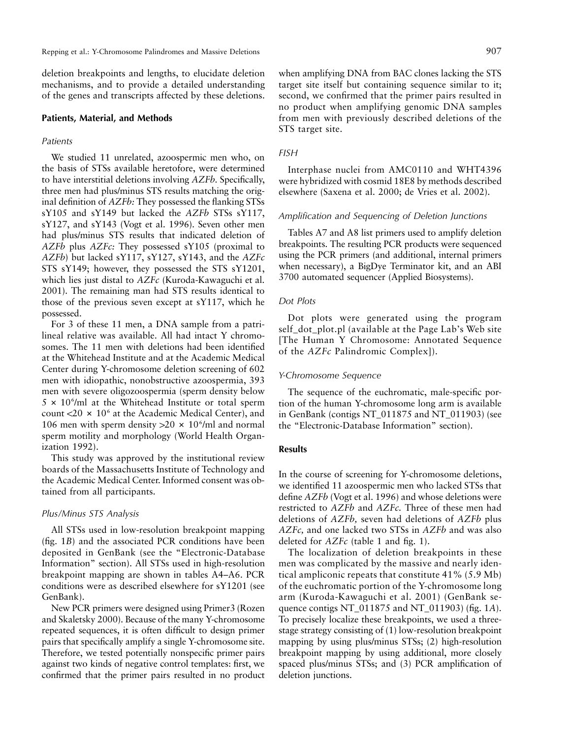deletion breakpoints and lengths, to elucidate deletion mechanisms, and to provide a detailed understanding of the genes and transcripts affected by these deletions.

## Patients, Material, and Methods

### *Patients*

We studied 11 unrelated, azoospermic men who, on the basis of STSs available heretofore, were determined to have interstitial deletions involving *AZFb*. Specifically, three men had plus/minus STS results matching the original definition of *AZFb:* They possessed the flanking STSs sY105 and sY149 but lacked the *AZFb* STSs sY117, sY127, and sY143 (Vogt et al. 1996). Seven other men had plus/minus STS results that indicated deletion of *AZFb* plus *AZFc:* They possessed sY105 (proximal to *AZFb*) but lacked sY117, sY127, sY143, and the *AZFc* STS sY149; however, they possessed the STS sY1201, which lies just distal to *AZFc* (Kuroda-Kawaguchi et al. 2001). The remaining man had STS results identical to those of the previous seven except at sY117, which he possessed.

For 3 of these 11 men, a DNA sample from a patrilineal relative was available. All had intact Y chromosomes. The 11 men with deletions had been identified at the Whitehead Institute and at the Academic Medical Center during Y-chromosome deletion screening of 602 men with idiopathic, nonobstructive azoospermia, 393 men with severe oligozoospermia (sperm density below $5 \times 10^6$/ml at the Whitehead Institute or total sperm count $<20 \times 10^6$ at the Academic Medical Center), and 106 men with sperm density $>20 \times 10^6$/ml and normal sperm motility and morphology (World Health Organization 1992).

This study was approved by the institutional review boards of the Massachusetts Institute of Technology and the Academic Medical Center. Informed consent was obtained from all participants.

### *Plus/Minus STS Analysis*

All STSs used in low-resolution breakpoint mapping (fig. 1*B*) and the associated PCR conditions have been deposited in GenBank (see the "Electronic-Database Information" section). All STSs used in high-resolution breakpoint mapping are shown in tables A4–A6. PCR conditions were as described elsewhere for sY1201 (see GenBank).

New PCR primers were designed using Primer3 (Rozen and Skaletsky 2000). Because of the many Y-chromosome repeated sequences, it is often difficult to design primer pairs that specifically amplify a single Y-chromosome site. Therefore, we tested potentially nonspecific primer pairs against two kinds of negative control templates: first, we confirmed that the primer pairs resulted in no product when amplifying DNA from BAC clones lacking the STS target site itself but containing sequence similar to it; second, we confirmed that the primer pairs resulted in no product when amplifying genomic DNA samples from men with previously described deletions of the STS target site.

### *FISH*

Interphase nuclei from AMC0110 and WHT4396 were hybridized with cosmid 18E8 by methods described elsewhere (Saxena et al. 2000; de Vries et al. 2002).

### *Amplification and Sequencing of Deletion Junctions*

Tables A7 and A8 list primers used to amplify deletion breakpoints. The resulting PCR products were sequenced using the PCR primers (and additional, internal primers when necessary), a BigDye Terminator kit, and an ABI 3700 automated sequencer (Applied Biosystems).

### *Dot Plots*

Dot plots were generated using the program self_dot_plot.pl (available at the Page Lab's Web site [The Human Y Chromosome: Annotated Sequence of the *AZFc* Palindromic Complex]).

### *Y-Chromosome Sequence*

The sequence of the euchromatic, male-specific portion of the human Y-chromosome long arm is available in GenBank (contigs NT_011875 and NT_011903) (see the "Electronic-Database Information" section).

## Results

In the course of screening for Y-chromosome deletions, we identified 11 azoospermic men who lacked STSs that define *AZFb* (Vogt et al. 1996) and whose deletions were restricted to *AZFb* and *AZFc*. Three of these men had deletions of *AZFb,* seven had deletions of *AZFb* plus *AZFc,* and one lacked two STSs in *AZFb* and was also deleted for *AZFc* (table 1 and fig. 1).

The localization of deletion breakpoints in these men was complicated by the massive and nearly identical ampliconic repeats that constitute 41% (5.9 Mb) of the euchromatic portion of the Y-chromosome long arm (Kuroda-Kawaguchi et al. 2001) (GenBank sequence contigs NT_011875 and NT_011903) (fig. 1*A*). To precisely localize these breakpoints, we used a three-stage strategy consisting of (1) low-resolution breakpoint mapping by using plus/minus STSs; (2) high-resolution breakpoint mapping by using additional, more closely spaced plus/minus STSs; and (3) PCR amplification of deletion junctions.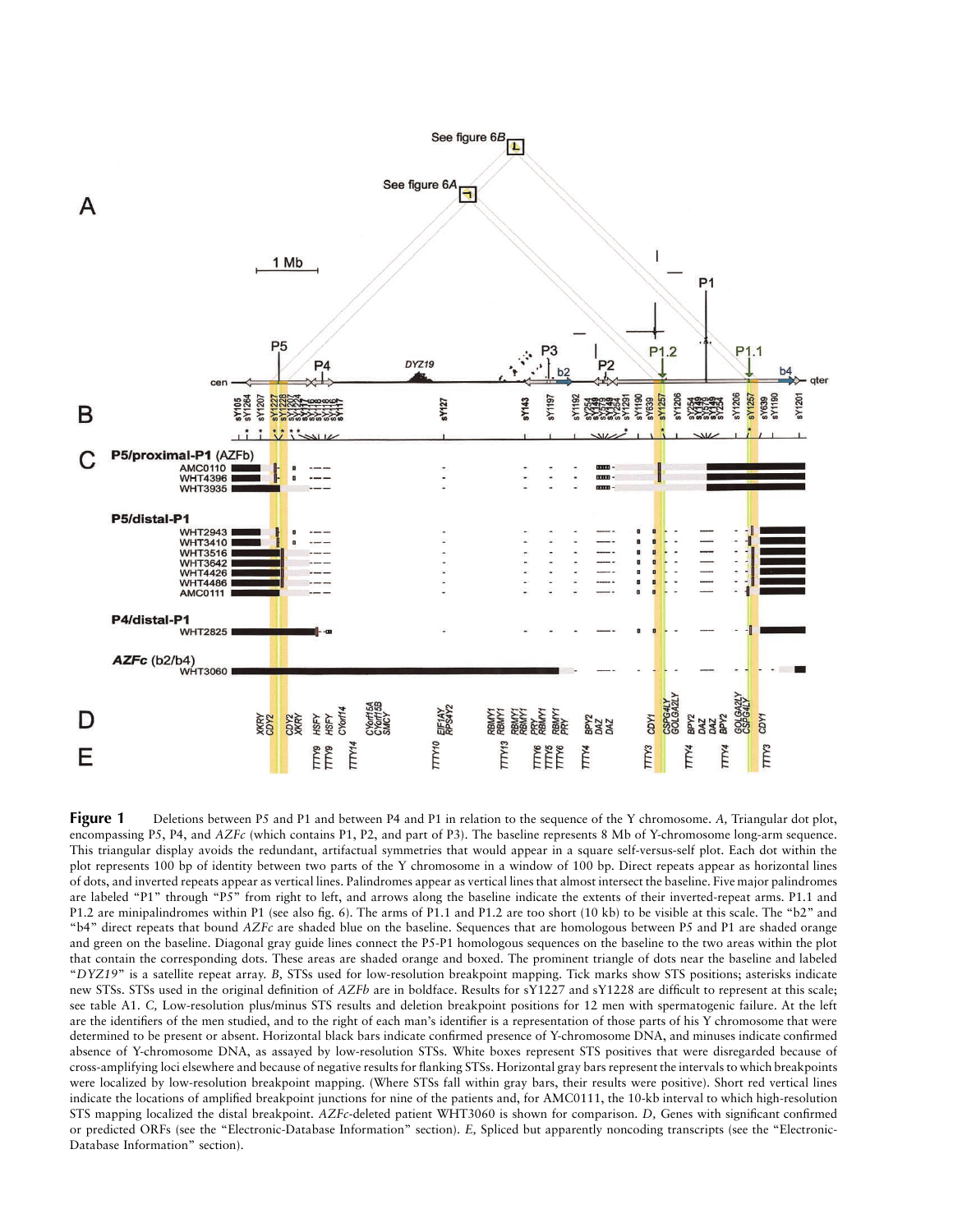**Figure 1** Deletions between P5 and P1 and between P4 and P1 in relation to the sequence of the Y chromosome. *A,* Triangular dot plot, encompassing P5, P4, and *AZFc* (which contains P1, P2, and part of P3). The baseline represents 8 Mb of Y-chromosome long-arm sequence. This triangular display avoids the redundant, artifactual symmetries that would appear in a square self-versus-self plot. Each dot within the plot represents 100 bp of identity between two parts of the Y chromosome in a window of 100 bp. Direct repeats appear as horizontal lines of dots, and inverted repeats appear as vertical lines. Palindromes appear as vertical lines that almost intersect the baseline. Five major palindromes are labeled "P1" through "P5" from right to left, and arrows along the baseline indicate the extents of their inverted-repeat arms. P1.1 and P1.2 are minipalindromes within P1 (see also fig. 6). The arms of P1.1 and P1.2 are too short (10 kb) to be visible at this scale. The "b2" and "b4" direct repeats that bound *AZFc* are shaded blue on the baseline. Sequences that are homologous between P5 and P1 are shaded orange and green on the baseline. Diagonal gray guide lines connect the P5-P1 homologous sequences on the baseline to the two areas within the plot that contain the corresponding dots. These areas are shaded orange and boxed. The prominent triangle of dots near the baseline and labeled "*DYZ19*" is a satellite repeat array. *B,* STSs used for low-resolution breakpoint mapping. Tick marks show STS positions; asterisks indicate new STSs. STSs used in the original definition of *AZFb* are in boldface. Results for sY1227 and sY1228 are difficult to represent at this scale; see table A1. *C,* Low-resolution plus/minus STS results and deletion breakpoint positions for 12 men with spermatogenic failure. At the left are the identifiers of the men studied, and to the right of each man's identifier is a representation of those parts of his Y chromosome that were determined to be present or absent. Horizontal black bars indicate confirmed presence of Y-chromosome DNA, and minuses indicate confirmed absence of Y-chromosome DNA, as assayed by low-resolution STSs. White boxes represent STS positives that were disregarded because of cross-amplifying loci elsewhere and because of negative results for flanking STSs. Horizontal gray bars represent the intervals to which breakpoints were localized by low-resolution breakpoint mapping. (Where STSs fall within gray bars, their results were positive). Short red vertical lines indicate the locations of amplified breakpoint junctions for nine of the patients and, for AMC0111, the 10-kb interval to which high-resolution STS mapping localized the distal breakpoint. *AZFc*-deleted patient WHT3060 is shown for comparison. *D,* Genes with significant confirmed or predicted ORFs (see the "Electronic-Database Information" section). *E,* Spliced but apparently noncoding transcripts (see the "Electronic-Database Information" section).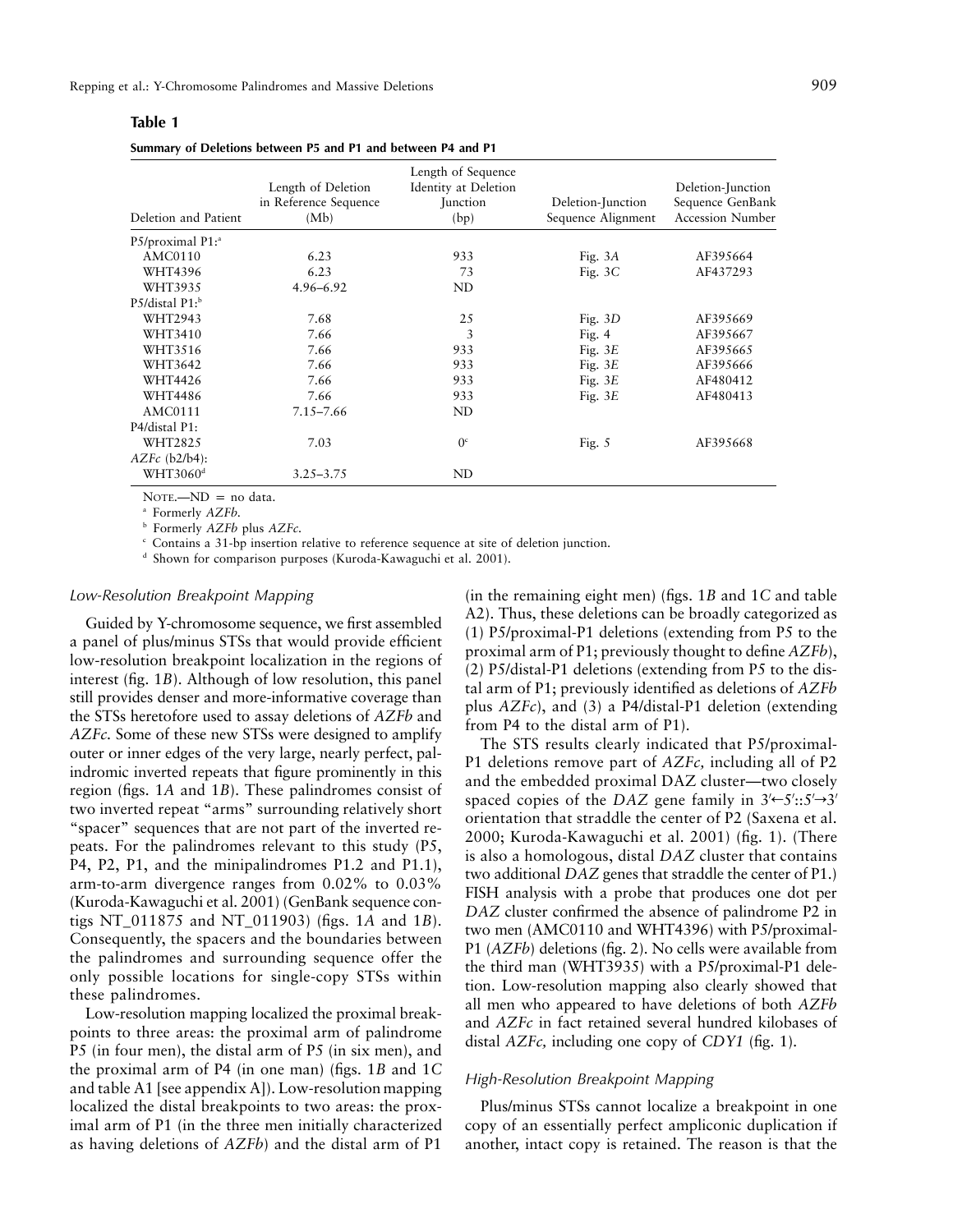**Table 1**

**Summary of Deletions between P5 and P1 and between P4 and P1**

| Deletion and Patient | Length of Deletion in Reference Sequence (Mb) | Length of Sequence Identity at Deletion Junction (bp) | Deletion-Junction Sequence Alignment | Deletion-Junction Sequence GenBank Accession Number |
|---|---|---|---|---|
| P5/proximal P1:[a] | | | | |
| AMC0110 | 6.23 | 933 | Fig. 3*A* | AF395664 |
| WHT4396 | 6.23 | 73 | Fig. 3*C* | AF437293 |
| WHT3935 | 4.96–6.92 | ND | | |
| P5/distal P1:[b] | | | | |
| WHT2943 | 7.68 | 25 | Fig. 3*D* | AF395669 |
| WHT3410 | 7.66 | 3 | Fig. 4 | AF395667 |
| WHT3516 | 7.66 | 933 | Fig. 3*E* | AF395665 |
| WHT3642 | 7.66 | 933 | Fig. 3*E* | AF395666 |
| WHT4426 | 7.66 | 933 | Fig. 3*E* | AF480412 |
| WHT4486 | 7.66 | 933 | Fig. 3*E* | AF480413 |
| AMC0111 | 7.15–7.66 | ND | | |
| P4/distal P1: | | | | |
| WHT2825 | 7.03 | 0[c] | Fig. 5 | AF395668 |
| *AZFc* (b2/b4): | | | | |
| WHT3060[d] | 3.25–3.75 | ND | | |

NOTE.—ND = no data.

[a] Formerly *AZFb*.

[b] Formerly *AZFb* plus *AZFc*.

[c] Contains a 31-bp insertion relative to reference sequence at site of deletion junction.

[d] Shown for comparison purposes (Kuroda-Kawaguchi et al. 2001).

### *Low-Resolution Breakpoint Mapping*

Guided by Y-chromosome sequence, we first assembled a panel of plus/minus STSs that would provide efficient low-resolution breakpoint localization in the regions of interest (fig. 1*B*). Although of low resolution, this panel still provides denser and more-informative coverage than the STSs heretofore used to assay deletions of *AZFb* and *AZFc*. Some of these new STSs were designed to amplify outer or inner edges of the very large, nearly perfect, palindromic inverted repeats that figure prominently in this region (figs. 1*A* and 1*B*). These palindromes consist of two inverted repeat "arms" surrounding relatively short "spacer" sequences that are not part of the inverted repeats. For the palindromes relevant to this study (P5, P4, P2, P1, and the minipalindromes P1.2 and P1.1), arm-to-arm divergence ranges from 0.02% to 0.03% (Kuroda-Kawaguchi et al. 2001) (GenBank sequence contigs NT_011875 and NT_011903) (figs. 1*A* and 1*B*). Consequently, the spacers and the boundaries between the palindromes and surrounding sequence offer the only possible locations for single-copy STSs within these palindromes.

Low-resolution mapping localized the proximal breakpoints to three areas: the proximal arm of palindrome P5 (in four men), the distal arm of P5 (in six men), and the proximal arm of P4 (in one man) (figs. 1*B* and 1*C* and table A1 [see appendix A]). Low-resolution mapping localized the distal breakpoints to two areas: the proximal arm of P1 (in the three men initially characterized as having deletions of *AZFb*) and the distal arm of P1 (in the remaining eight men) (figs. 1*B* and 1*C* and table A2). Thus, these deletions can be broadly categorized as (1) P5/proximal-P1 deletions (extending from P5 to the proximal arm of P1; previously thought to define *AZFb*), (2) P5/distal-P1 deletions (extending from P5 to the distal arm of P1; previously identified as deletions of *AZFb* plus *AZFc*), and (3) a P4/distal-P1 deletion (extending from P4 to the distal arm of P1).

The STS results clearly indicated that P5/proximal-P1 deletions remove part of *AZFc*, including all of P2 and the embedded proximal DAZ cluster—two closely spaced copies of the *DAZ* gene family in 3′←5′::5′→3′ orientation that straddle the center of P2 (Saxena et al. 2000; Kuroda-Kawaguchi et al. 2001) (fig. 1). (There is also a homologous, distal *DAZ* cluster that contains two additional *DAZ* genes that straddle the center of P1.) FISH analysis with a probe that produces one dot per *DAZ* cluster confirmed the absence of palindrome P2 in two men (AMC0110 and WHT4396) with P5/proximal-P1 (*AZFb*) deletions (fig. 2). No cells were available from the third man (WHT3935) with a P5/proximal-P1 deletion. Low-resolution mapping also clearly showed that all men who appeared to have deletions of both *AZFb* and *AZFc* in fact retained several hundred kilobases of distal *AZFc*, including one copy of *CDY1* (fig. 1).

### *High-Resolution Breakpoint Mapping*

Plus/minus STSs cannot localize a breakpoint in one copy of an essentially perfect ampliconic duplication if another, intact copy is retained. The reason is that the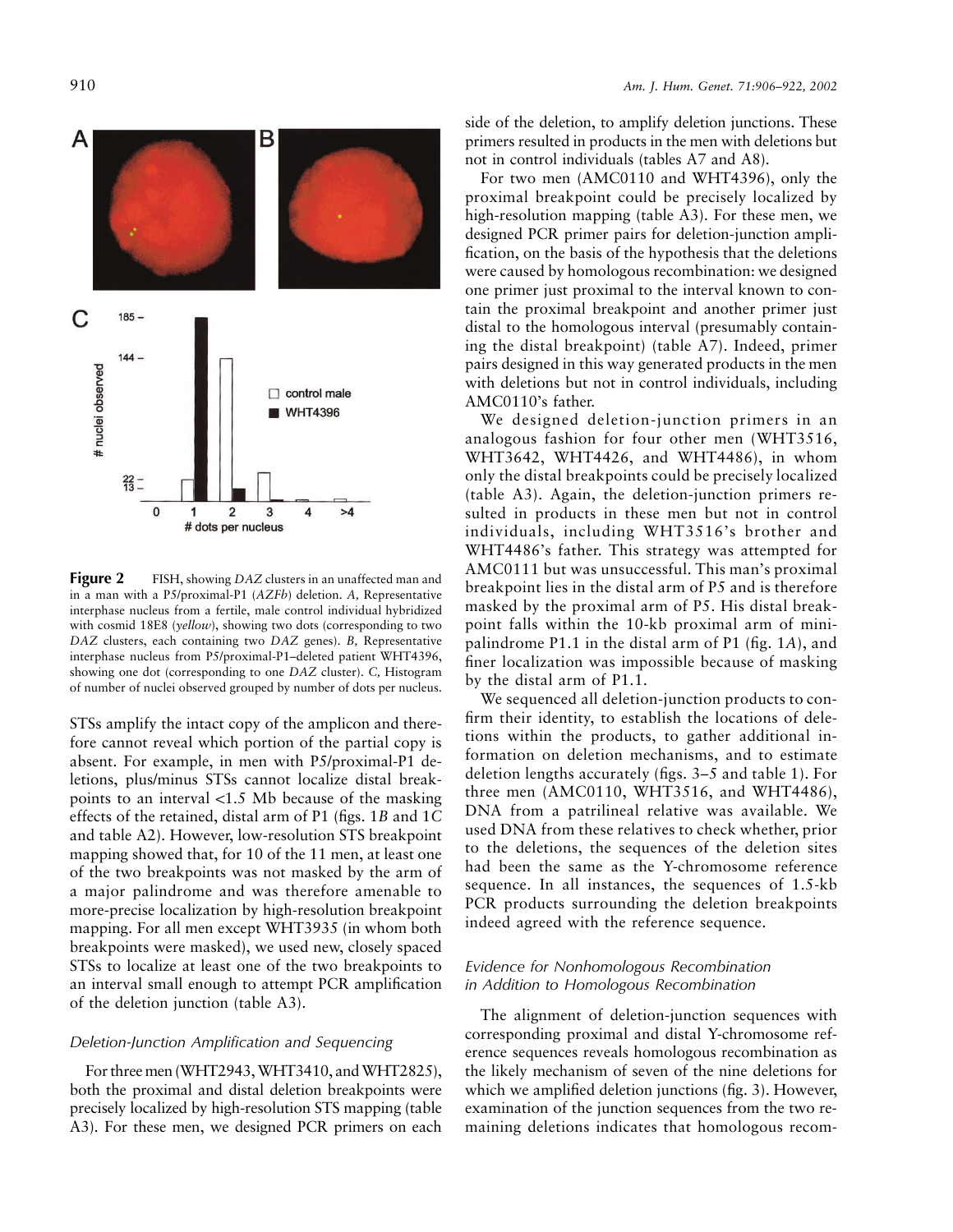**Figure 2** FISH, showing *DAZ* clusters in an unaffected man and in a man with a P5/proximal-P1 (*AZFb*) deletion. *A,* Representative interphase nucleus from a fertile, male control individual hybridized with cosmid 18E8 (*yellow*), showing two dots (corresponding to two *DAZ* clusters, each containing two *DAZ* genes). *B,* Representative interphase nucleus from P5/proximal-P1–deleted patient WHT4396, showing one dot (corresponding to one *DAZ* cluster). *C,* Histogram of number of nuclei observed grouped by number of dots per nucleus.

STSs amplify the intact copy of the amplicon and therefore cannot reveal which portion of the partial copy is absent. For example, in men with P5/proximal-P1 deletions, plus/minus STSs cannot localize distal breakpoints to an interval <1.5 Mb because of the masking effects of the retained, distal arm of P1 (figs. 1*B* and 1*C* and table A2). However, low-resolution STS breakpoint mapping showed that, for 10 of the 11 men, at least one of the two breakpoints was not masked by the arm of a major palindrome and was therefore amenable to more-precise localization by high-resolution breakpoint mapping. For all men except WHT3935 (in whom both breakpoints were masked), we used new, closely spaced STSs to localize at least one of the two breakpoints to an interval small enough to attempt PCR amplification of the deletion junction (table A3).

### *Deletion-Junction Amplification and Sequencing*

For three men (WHT2943, WHT3410, and WHT2825), both the proximal and distal deletion breakpoints were precisely localized by high-resolution STS mapping (table A3). For these men, we designed PCR primers on each side of the deletion, to amplify deletion junctions. These primers resulted in products in the men with deletions but not in control individuals (tables A7 and A8).

For two men (AMC0110 and WHT4396), only the proximal breakpoint could be precisely localized by high-resolution mapping (table A3). For these men, we designed PCR primer pairs for deletion-junction amplification, on the basis of the hypothesis that the deletions were caused by homologous recombination: we designed one primer just proximal to the interval known to contain the proximal breakpoint and another primer just distal to the homologous interval (presumably containing the distal breakpoint) (table A7). Indeed, primer pairs designed in this way generated products in the men with deletions but not in control individuals, including AMC0110's father.

We designed deletion-junction primers in an analogous fashion for four other men (WHT3516, WHT3642, WHT4426, and WHT4486), in whom only the distal breakpoints could be precisely localized (table A3). Again, the deletion-junction primers resulted in products in these men but not in control individuals, including WHT3516's brother and WHT4486's father. This strategy was attempted for AMC0111 but was unsuccessful. This man's proximal breakpoint lies in the distal arm of P5 and is therefore masked by the proximal arm of P5. His distal breakpoint falls within the 10-kb proximal arm of mini-palindrome P1.1 in the distal arm of P1 (fig. 1*A*), and finer localization was impossible because of masking by the distal arm of P1.1.

We sequenced all deletion-junction products to confirm their identity, to establish the locations of deletions within the products, to gather additional information on deletion mechanisms, and to estimate deletion lengths accurately (figs. 3–5 and table 1). For three men (AMC0110, WHT3516, and WHT4486), DNA from a patrilineal relative was available. We used DNA from these relatives to check whether, prior to the deletions, the sequences of the deletion sites had been the same as the Y-chromosome reference sequence. In all instances, the sequences of 1.5-kb PCR products surrounding the deletion breakpoints indeed agreed with the reference sequence.

### *Evidence for Nonhomologous Recombination in Addition to Homologous Recombination*

The alignment of deletion-junction sequences with corresponding proximal and distal Y-chromosome reference sequences reveals homologous recombination as the likely mechanism of seven of the nine deletions for which we amplified deletion junctions (fig. 3). However, examination of the junction sequences from the two remaining deletions indicates that homologous recom-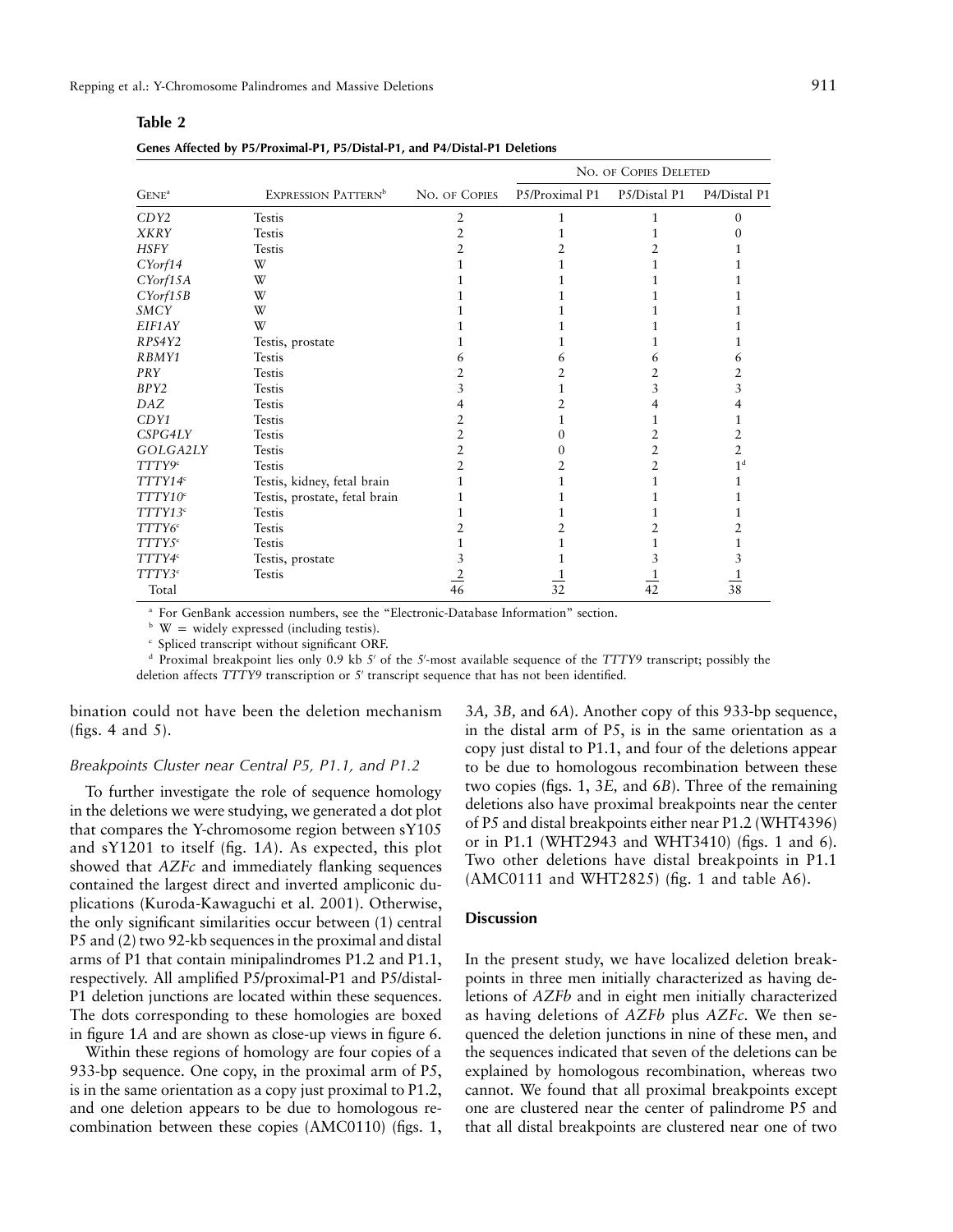**Table 2**

**Genes Affected by P5/Proximal-P1, P5/Distal-P1, and P4/Distal-P1 Deletions**

| Gene[a] | Expression Pattern[b] | No. of Copies | No. of Copies Deleted | | |
|---|---|---|---|---|---|
| | | | P5/Proximal P1 | P5/Distal P1 | P4/Distal P1 |
| *CDY2* | Testis | 2 | 1 | 1 | 0 |
| *XKRY* | Testis | 2 | 1 | 1 | 0 |
| *HSFY* | Testis | 2 | 2 | 2 | 1 |
| *CYorf14* | W | 1 | 1 | 1 | 1 |
| *CYorf15A* | W | 1 | 1 | 1 | 1 |
| *CYorf15B* | W | 1 | 1 | 1 | 1 |
| *SMCY* | W | 1 | 1 | 1 | 1 |
| *EIF1AY* | W | 1 | 1 | 1 | 1 |
| *RPS4Y2* | Testis, prostate | 1 | 1 | 1 | 1 |
| *RBMY1* | Testis | 6 | 6 | 6 | 6 |
| *PRY* | Testis | 2 | 2 | 2 | 2 |
| *BPY2* | Testis | 3 | 1 | 3 | 3 |
| *DAZ* | Testis | 4 | 2 | 4 | 4 |
| *CDY1* | Testis | 2 | 1 | 1 | 1 |
| *CSPG4LY* | Testis | 2 | 0 | 2 | 2 |
| *GOLGA2LY* | Testis | 2 | 0 | 2 | 2 |
| *TTTY9*[c] | Testis | 2 | 2 | 2 | 1[d] |
| *TTTY14*[c] | Testis, kidney, fetal brain | 1 | 1 | 1 | 1 |
| *TTTY10*[c] | Testis, prostate, fetal brain | 1 | 1 | 1 | 1 |
| *TTTY13*[c] | Testis | 1 | 1 | 1 | 1 |
| *TTTY6*[c] | Testis | 2 | 2 | 2 | 2 |
| *TTTY5*[c] | Testis | 1 | 1 | 1 | 1 |
| *TTTY4*[c] | Testis, prostate | 3 | 1 | 3 | 3 |
| *TTTY3*[c] | Testis | 2 | 1 | 1 | 1 |
| Total | | 46 | 32 | 42 | 38 |

[a] For GenBank accession numbers, see the "Electronic-Database Information" section.

[b] W = widely expressed (including testis).

[c] Spliced transcript without significant ORF.

[d] Proximal breakpoint lies only 0.9 kb 5′ of the 5′-most available sequence of the *TTTY9* transcript; possibly the deletion affects *TTTY9* transcription or 5′ transcript sequence that has not been identified.

bination could not have been the deletion mechanism (figs. 4 and 5).

### *Breakpoints Cluster near Central P5, P1.1, and P1.2*

To further investigate the role of sequence homology in the deletions we were studying, we generated a dot plot that compares the Y-chromosome region between sY105 and sY1201 to itself (fig. 1*A*). As expected, this plot showed that *AZFc* and immediately flanking sequences contained the largest direct and inverted ampliconic duplications (Kuroda-Kawaguchi et al. 2001). Otherwise, the only significant similarities occur between (1) central P5 and (2) two 92-kb sequences in the proximal and distal arms of P1 that contain minipalindromes P1.2 and P1.1, respectively. All amplified P5/proximal-P1 and P5/distal-P1 deletion junctions are located within these sequences. The dots corresponding to these homologies are boxed in figure 1*A* and are shown as close-up views in figure 6.

Within these regions of homology are four copies of a 933-bp sequence. One copy, in the proximal arm of P5, is in the same orientation as a copy just proximal to P1.2, and one deletion appears to be due to homologous recombination between these copies (AMC0110) (figs. 1, 3*A*, 3*B*, and 6*A*). Another copy of this 933-bp sequence, in the distal arm of P5, is in the same orientation as a copy just distal to P1.1, and four of the deletions appear to be due to homologous recombination between these two copies (figs. 1, 3*E*, and 6*B*). Three of the remaining deletions also have proximal breakpoints near the center of P5 and distal breakpoints either near P1.2 (WHT4396) or in P1.1 (WHT2943 and WHT3410) (figs. 1 and 6). Two other deletions have distal breakpoints in P1.1 (AMC0111 and WHT2825) (fig. 1 and table A6).

## Discussion

In the present study, we have localized deletion breakpoints in three men initially characterized as having deletions of *AZFb* and in eight men initially characterized as having deletions of *AZFb* plus *AZFc*. We then sequenced the deletion junctions in nine of these men, and the sequences indicated that seven of the deletions can be explained by homologous recombination, whereas two cannot. We found that all proximal breakpoints except one are clustered near the center of palindrome P5 and that all distal breakpoints are clustered near one of two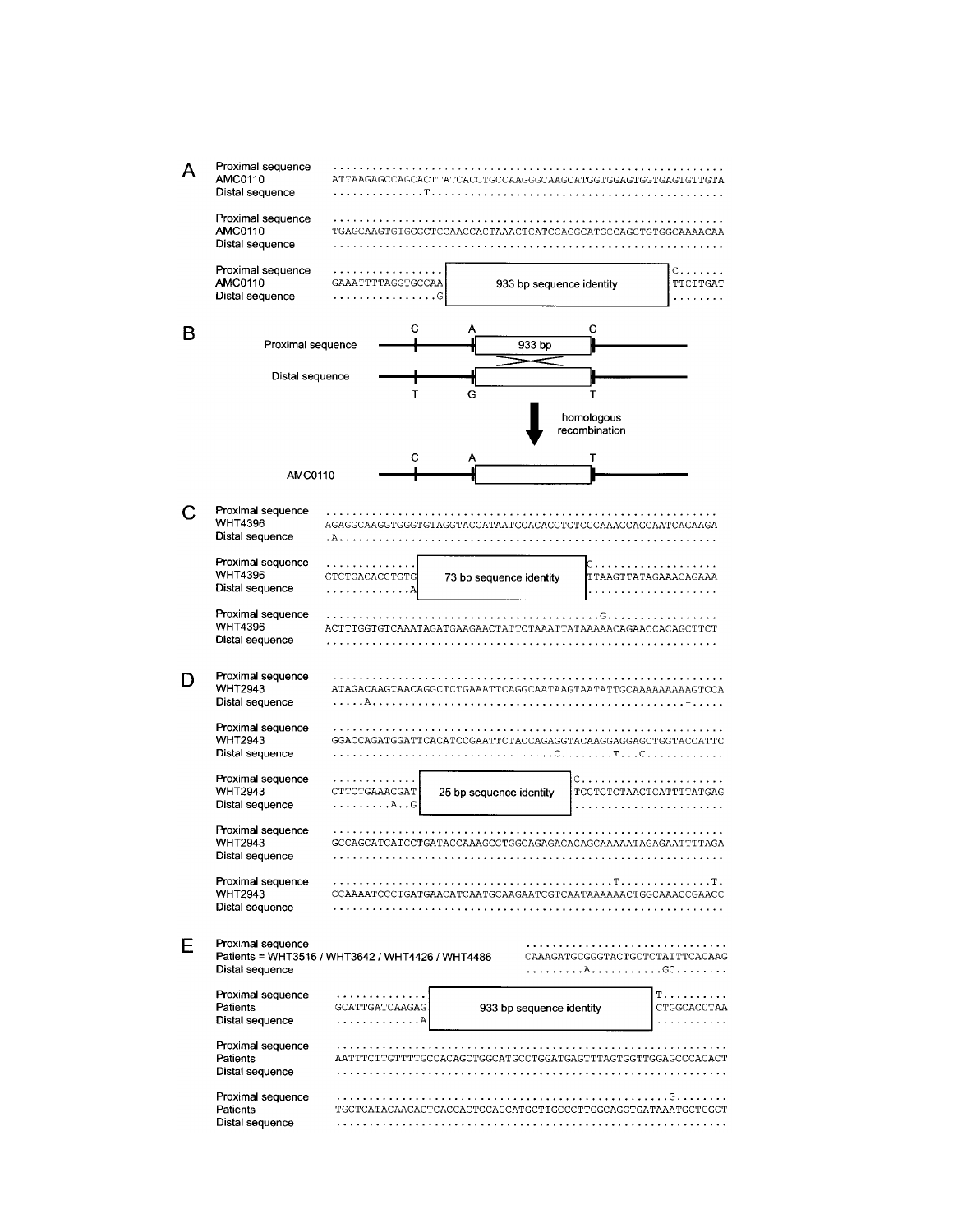**A**

```
Proximal sequence   ............................................................
AMC0110             ATTAAGAGCCAGCACTTATCACCTGCCAAGGGCAAGCATGGTGGAGTGGTGAGTGTTGTA
Distal sequence     ..............T.............................................

Proximal sequence   ............................................................
AMC0110             TGAGCAAGTGTGGGCTCCAACCACTAAACTCATCCAGGCATGCCAGCTGTGGCAAAACAA
Distal sequence     ............................................................

Proximal sequence   .................                            C.......
AMC0110             GAAATTTTAGGTGCCAA  [933 bp sequence identity]  TTCTTGAT
Distal sequence     ................G                            ........
```

**B**

```
                         C          A                C
Proximal sequence   -----|----------|[    933 bp    ]|--------
                                      \            /
                                      /            \
Distal sequence     -----|----------|[              ]|--------
                         T          G                T

                                        |
                                        v  homologous
                                           recombination

                         C          A                T
AMC0110             -----|----------|[              ]|--------
```

**C**

```
Proximal sequence   ............................................................
WHT4396             AGAGGCAAGGTGGGTGTAGGTACCATAATGGACAGCTGTCGCAAAGCAGCAATCAGAAGA
Distal sequence     .A..........................................................

Proximal sequence   ..............                             C...................
WHT4396             GTCTGACACCTGTG  [73 bp sequence identity]  TTAAGTTATAGAAACAGAAA
Distal sequence     .............A                             ....................

Proximal sequence   ..........................................G.................
WHT4396             ACTTTGGTGTCAAATAGATGAAGAACTATTCTAAATTATAAAAACAGAACCACAGCTTCT
Distal sequence     ............................................................
```

**D**

```
Proximal sequence   ............................................................
WHT2943             ATAGACAAGTAACAGGCTCTGAAATTCAGGCAATAAGTAATATTGCAAAAAAAAAGTCCA
Distal sequence     .....A................................................-.....

Proximal sequence   ............................................................
WHT2943             GGACCAGATGGATTCACATCCGAATTCTACCAGAGGTACAAGGAGGAGCTGGTACCATTC
Distal sequence     ................................C........T...C.............

Proximal sequence   .............                             C......................
WHT2943             CTTCTGAAACGAT  [25 bp sequence identity]  TCCTCTCTAACTCATTTTATGAG
Distal sequence     .........A..G                             .......................

Proximal sequence   ...........................................................
WHT2943             GCCAGCATCATCCTGATACCAAAGCCTGGCAGAGACACAGCAAAAATAGAGAATTTAGA
Distal sequence     ...........................................................

Proximal sequence   ............................................T.............T.
WHT2943             CCAAAATCCCTGATGAACATCAATGCAAGAATCGTCAATAAAAAACTGGCAAACCGAACC
Distal sequence     ............................................................
```

**E**

```
Proximal sequence                                               ...............................
Patients = WHT3516 / WHT3642 / WHT4426 / WHT4486                CAAAGATGCGGGTACTGCTCTATTTCACAAG
Distal sequence                                                 .........A...........GC........

Proximal sequence   ..............                              T..........
Patients            GCATTGATCAAGAG  [933 bp sequence identity]  CTGGCACCTAA
Distal sequence     .............A                              ...........

Proximal sequence   ............................................................
Patients            AATTTCTTGTTTTGCCACAGCTGGCATGCCTGGATGAGTTTAGTGGTTGGAGCCCACACT
Distal sequence     ............................................................

Proximal sequence   ...................................................G........
Patients            TGCTCATACAACACTCACCACTCCACCATGCTTGCCCTTGGCAGGTGATAAATGCTGGCT
Distal sequence     ............................................................
```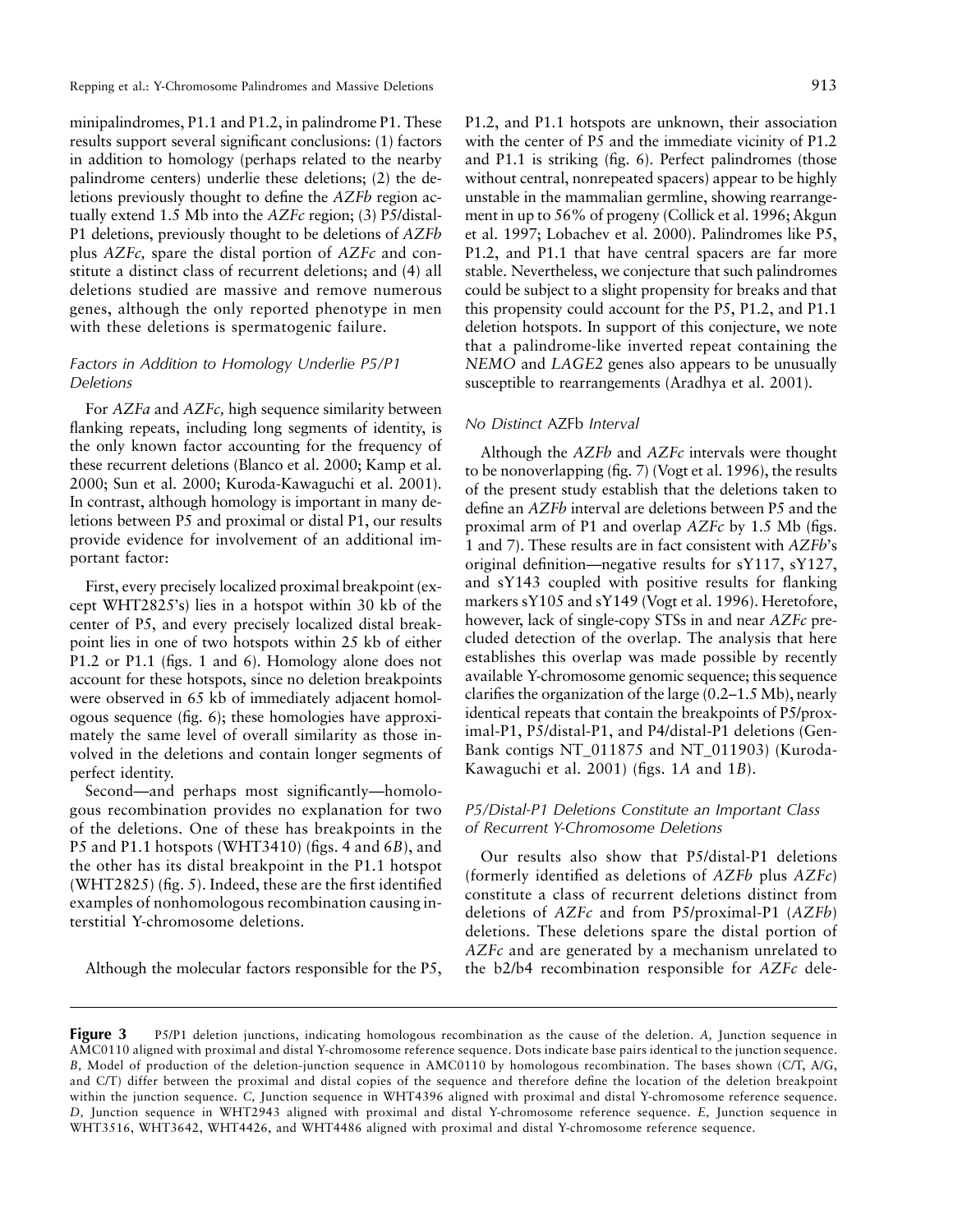minipalindromes, P1.1 and P1.2, in palindrome P1. These results support several significant conclusions: (1) factors in addition to homology (perhaps related to the nearby palindrome centers) underlie these deletions; (2) the deletions previously thought to define the *AZFb* region actually extend 1.5 Mb into the *AZFc* region; (3) P5/distal-P1 deletions, previously thought to be deletions of *AZFb* plus *AZFc,* spare the distal portion of *AZFc* and constitute a distinct class of recurrent deletions; and (4) all deletions studied are massive and remove numerous genes, although the only reported phenotype in men with these deletions is spermatogenic failure.

### *Factors in Addition to Homology Underlie P5/P1 Deletions*

For *AZFa* and *AZFc,* high sequence similarity between flanking repeats, including long segments of identity, is the only known factor accounting for the frequency of these recurrent deletions (Blanco et al. 2000; Kamp et al. 2000; Sun et al. 2000; Kuroda-Kawaguchi et al. 2001). In contrast, although homology is important in many deletions between P5 and proximal or distal P1, our results provide evidence for involvement of an additional important factor:

First, every precisely localized proximal breakpoint (except WHT2825's) lies in a hotspot within 30 kb of the center of P5, and every precisely localized distal breakpoint lies in one of two hotspots within 25 kb of either P1.2 or P1.1 (figs. 1 and 6). Homology alone does not account for these hotspots, since no deletion breakpoints were observed in 65 kb of immediately adjacent homologous sequence (fig. 6); these homologies have approximately the same level of overall similarity as those involved in the deletions and contain longer segments of perfect identity.

Second—and perhaps most significantly—homologous recombination provides no explanation for two of the deletions. One of these has breakpoints in the P5 and P1.1 hotspots (WHT3410) (figs. 4 and 6*B*), and the other has its distal breakpoint in the P1.1 hotspot (WHT2825) (fig. 5). Indeed, these are the first identified examples of nonhomologous recombination causing interstitial Y-chromosome deletions.

Although the molecular factors responsible for the P5, P1.2, and P1.1 hotspots are unknown, their association with the center of P5 and the immediate vicinity of P1.2 and P1.1 is striking (fig. 6). Perfect palindromes (those without central, nonrepeated spacers) appear to be highly unstable in the mammalian germline, showing rearrangement in up to 56% of progeny (Collick et al. 1996; Akgun et al. 1997; Lobachev et al. 2000). Palindromes like P5, P1.2, and P1.1 that have central spacers are far more stable. Nevertheless, we conjecture that such palindromes could be subject to a slight propensity for breaks and that this propensity could account for the P5, P1.2, and P1.1 deletion hotspots. In support of this conjecture, we note that a palindrome-like inverted repeat containing the *NEMO* and *LAGE2* genes also appears to be unusually susceptible to rearrangements (Aradhya et al. 2001).

### *No Distinct* AZFb *Interval*

Although the *AZFb* and *AZFc* intervals were thought to be nonoverlapping (fig. 7) (Vogt et al. 1996), the results of the present study establish that the deletions taken to define an *AZFb* interval are deletions between P5 and the proximal arm of P1 and overlap *AZFc* by 1.5 Mb (figs. 1 and 7). These results are in fact consistent with *AZFb*'s original definition—negative results for sY117, sY127, and sY143 coupled with positive results for flanking markers sY105 and sY149 (Vogt et al. 1996). Heretofore, however, lack of single-copy STSs in and near *AZFc* precluded detection of the overlap. The analysis that here establishes this overlap was made possible by recently available Y-chromosome genomic sequence; this sequence clarifies the organization of the large (0.2–1.5 Mb), nearly identical repeats that contain the breakpoints of P5/proximal-P1, P5/distal-P1, and P4/distal-P1 deletions (GenBank contigs NT_011875 and NT_011903) (Kuroda-Kawaguchi et al. 2001) (figs. 1*A* and 1*B*).

### *P5/Distal-P1 Deletions Constitute an Important Class of Recurrent Y-Chromosome Deletions*

Our results also show that P5/distal-P1 deletions (formerly identified as deletions of *AZFb* plus *AZFc*) constitute a class of recurrent deletions distinct from deletions of *AZFc* and from P5/proximal-P1 (*AZFb*) deletions. These deletions spare the distal portion of *AZFc* and are generated by a mechanism unrelated to the b2/b4 recombination responsible for *AZFc* dele-

**Figure 3** P5/P1 deletion junctions, indicating homologous recombination as the cause of the deletion. *A,* Junction sequence in AMC0110 aligned with proximal and distal Y-chromosome reference sequence. Dots indicate base pairs identical to the junction sequence. *B,* Model of production of the deletion-junction sequence in AMC0110 by homologous recombination. The bases shown (C/T, A/G, and C/T) differ between the proximal and distal copies of the sequence and therefore define the location of the deletion breakpoint within the junction sequence. *C,* Junction sequence in WHT4396 aligned with proximal and distal Y-chromosome reference sequence. *D,* Junction sequence in WHT2943 aligned with proximal and distal Y-chromosome reference sequence. *E,* Junction sequence in WHT3516, WHT3642, WHT4426, and WHT4486 aligned with proximal and distal Y-chromosome reference sequence.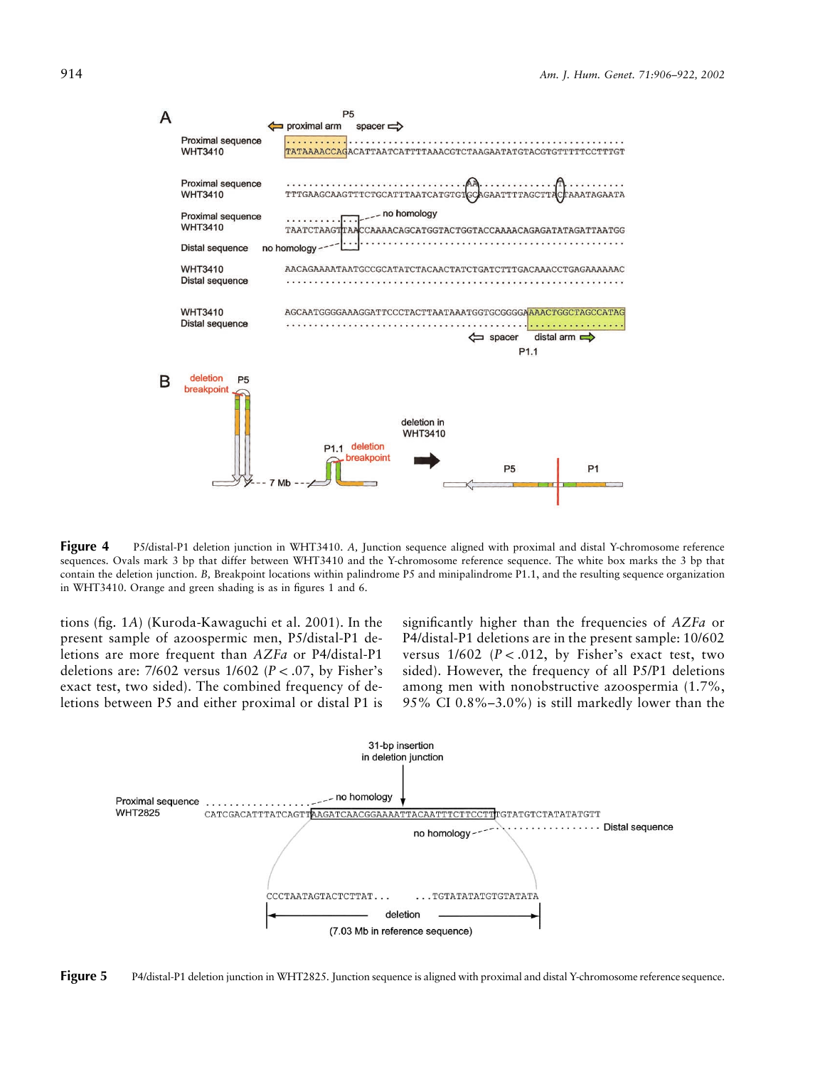**Figure 4** P5/distal-P1 deletion junction in WHT3410. *A*, Junction sequence aligned with proximal and distal Y-chromosome reference sequences. Ovals mark 3 bp that differ between WHT3410 and the Y-chromosome reference sequence. The white box marks the 3 bp that contain the deletion junction. *B*, Breakpoint locations within palindrome P5 and minipalindrome P1.1, and the resulting sequence organization in WHT3410. Orange and green shading is as in figures 1 and 6.

tions (fig. 1*A*) (Kuroda-Kawaguchi et al. 2001). In the present sample of azoospermic men, P5/distal-P1 deletions are more frequent than *AZFa* or P4/distal-P1 deletions are: 7/602 versus 1/602 ($P < .07$, by Fisher's exact test, two sided). The combined frequency of deletions between P5 and either proximal or distal P1 is significantly higher than the frequencies of *AZFa* or P4/distal-P1 deletions are in the present sample: 10/602 versus 1/602 ($P < .012$, by Fisher's exact test, two sided). However, the frequency of all P5/P1 deletions among men with nonobstructive azoospermia (1.7%, 95% CI 0.8%–3.0%) is still markedly lower than the

**Figure 5** P4/distal-P1 deletion junction in WHT2825. Junction sequence is aligned with proximal and distal Y-chromosome reference sequence.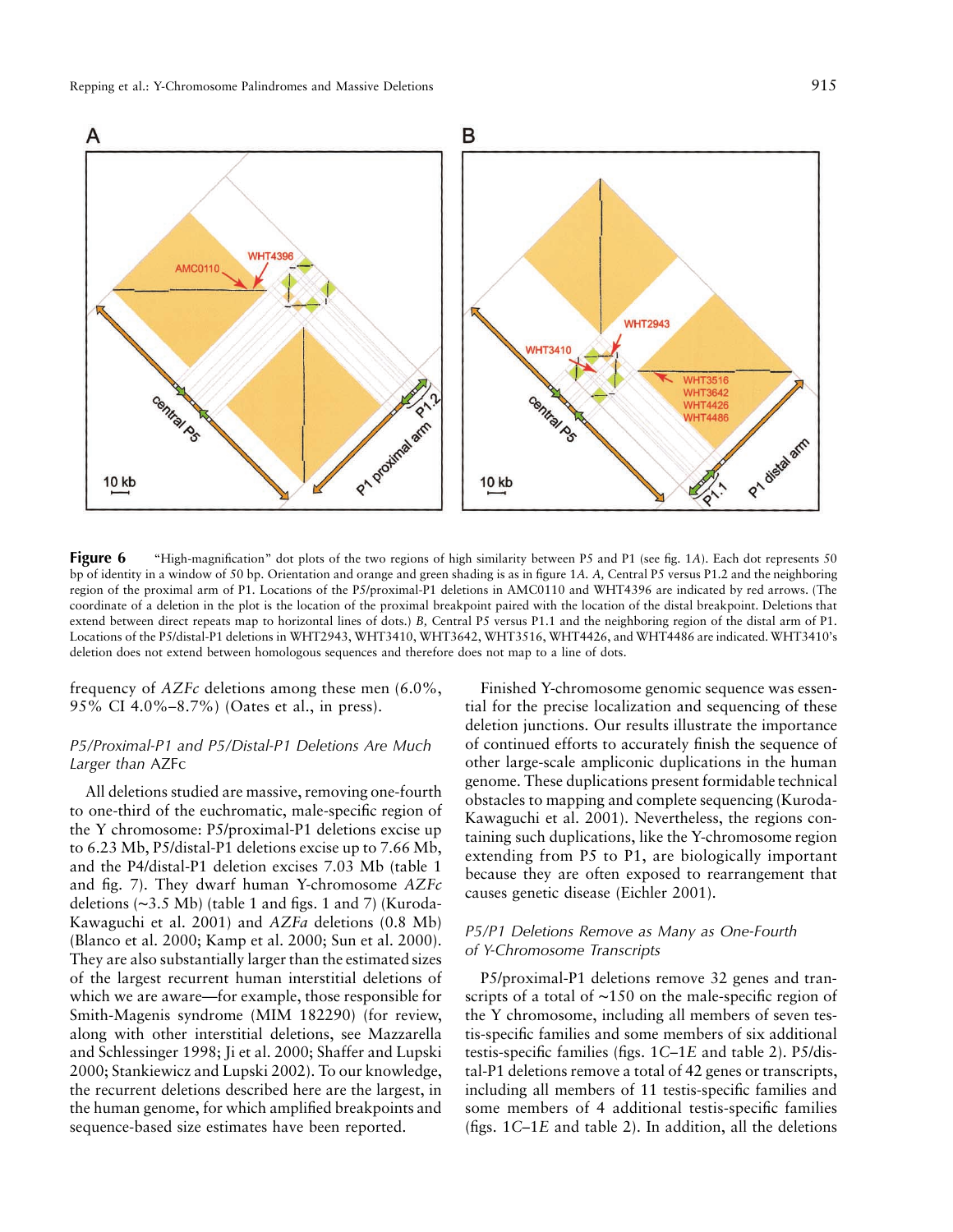**Figure 6** "High-magnification" dot plots of the two regions of high similarity between P5 and P1 (see fig. 1*A*). Each dot represents 50 bp of identity in a window of 50 bp. Orientation and orange and green shading is as in figure 1*A*. *A*, Central P5 versus P1.2 and the neighboring region of the proximal arm of P1. Locations of the P5/proximal-P1 deletions in AMC0110 and WHT4396 are indicated by red arrows. (The coordinate of a deletion in the plot is the location of the proximal breakpoint paired with the location of the distal breakpoint. Deletions that extend between direct repeats map to horizontal lines of dots.) *B*, Central P5 versus P1.1 and the neighboring region of the distal arm of P1. Locations of the P5/distal-P1 deletions in WHT2943, WHT3410, WHT3642, WHT3516, WHT4426, and WHT4486 are indicated. WHT3410's deletion does not extend between homologous sequences and therefore does not map to a line of dots.

frequency of *AZFc* deletions among these men (6.0%, 95% CI 4.0%–8.7%) (Oates et al., in press).

### *P5/Proximal-P1 and P5/Distal-P1 Deletions Are Much Larger than* AZFc

All deletions studied are massive, removing one-fourth to one-third of the euchromatic, male-specific region of the Y chromosome: P5/proximal-P1 deletions excise up to 6.23 Mb, P5/distal-P1 deletions excise up to 7.66 Mb, and the P4/distal-P1 deletion excises 7.03 Mb (table 1 and fig. 7). They dwarf human Y-chromosome *AZFc* deletions (~3.5 Mb) (table 1 and figs. 1 and 7) (Kuroda-Kawaguchi et al. 2001) and *AZFa* deletions (0.8 Mb) (Blanco et al. 2000; Kamp et al. 2000; Sun et al. 2000). They are also substantially larger than the estimated sizes of the largest recurrent human interstitial deletions of which we are aware—for example, those responsible for Smith-Magenis syndrome (MIM 182290) (for review, along with other interstitial deletions, see Mazzarella and Schlessinger 1998; Ji et al. 2000; Shaffer and Lupski 2000; Stankiewicz and Lupski 2002). To our knowledge, the recurrent deletions described here are the largest, in the human genome, for which amplified breakpoints and sequence-based size estimates have been reported.

Finished Y-chromosome genomic sequence was essential for the precise localization and sequencing of these deletion junctions. Our results illustrate the importance of continued efforts to accurately finish the sequence of other large-scale ampliconic duplications in the human genome. These duplications present formidable technical obstacles to mapping and complete sequencing (Kuroda-Kawaguchi et al. 2001). Nevertheless, the regions containing such duplications, like the Y-chromosome region extending from P5 to P1, are biologically important because they are often exposed to rearrangement that causes genetic disease (Eichler 2001).

### *P5/P1 Deletions Remove as Many as One-Fourth of Y-Chromosome Transcripts*

P5/proximal-P1 deletions remove 32 genes and transcripts of a total of ~150 on the male-specific region of the Y chromosome, including all members of seven testis-specific families and some members of six additional testis-specific families (figs. 1*C*–1*E* and table 2). P5/distal-P1 deletions remove a total of 42 genes or transcripts, including all members of 11 testis-specific families and some members of 4 additional testis-specific families (figs. 1*C*–1*E* and table 2). In addition, all the deletions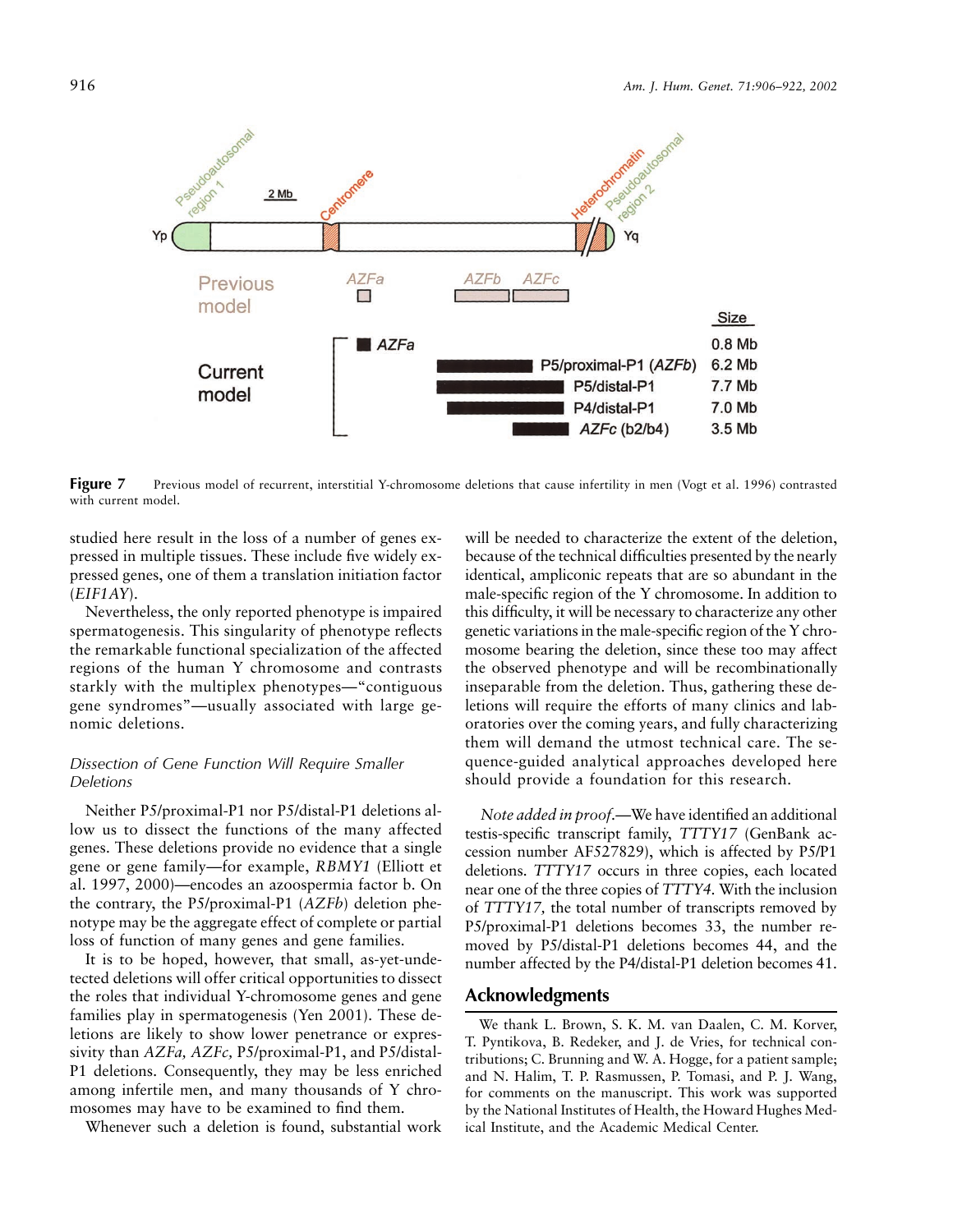**Figure 7** Previous model of recurrent, interstitial Y-chromosome deletions that cause infertility in men (Vogt et al. 1996) contrasted with current model.

studied here result in the loss of a number of genes expressed in multiple tissues. These include five widely expressed genes, one of them a translation initiation factor (*EIF1AY*).

Nevertheless, the only reported phenotype is impaired spermatogenesis. This singularity of phenotype reflects the remarkable functional specialization of the affected regions of the human Y chromosome and contrasts starkly with the multiplex phenotypes—"contiguous gene syndromes"—usually associated with large genomic deletions.

### *Dissection of Gene Function Will Require Smaller Deletions*

Neither P5/proximal-P1 nor P5/distal-P1 deletions allow us to dissect the functions of the many affected genes. These deletions provide no evidence that a single gene or gene family—for example, *RBMY1* (Elliott et al. 1997, 2000)—encodes an azoospermia factor b. On the contrary, the P5/proximal-P1 (*AZFb*) deletion phenotype may be the aggregate effect of complete or partial loss of function of many genes and gene families.

It is to be hoped, however, that small, as-yet-undetected deletions will offer critical opportunities to dissect the roles that individual Y-chromosome genes and gene families play in spermatogenesis (Yen 2001). These deletions are likely to show lower penetrance or expressivity than *AZFa, AZFc,* P5/proximal-P1, and P5/distal-P1 deletions. Consequently, they may be less enriched among infertile men, and many thousands of Y chromosomes may have to be examined to find them.

Whenever such a deletion is found, substantial work will be needed to characterize the extent of the deletion, because of the technical difficulties presented by the nearly identical, ampliconic repeats that are so abundant in the male-specific region of the Y chromosome. In addition to this difficulty, it will be necessary to characterize any other genetic variations in the male-specific region of the Y chromosome bearing the deletion, since these too may affect the observed phenotype and will be recombinationally inseparable from the deletion. Thus, gathering these deletions will require the efforts of many clinics and laboratories over the coming years, and fully characterizing them will demand the utmost technical care. The sequence-guided analytical approaches developed here should provide a foundation for this research.

*Note added in proof.*—We have identified an additional testis-specific transcript family, *TTTY17* (GenBank accession number AF527829), which is affected by P5/P1 deletions. *TTTY17* occurs in three copies, each located near one of the three copies of *TTTY4*. With the inclusion of *TTTY17*, the total number of transcripts removed by P5/proximal-P1 deletions becomes 33, the number removed by P5/distal-P1 deletions becomes 44, and the number affected by the P4/distal-P1 deletion becomes 41.

## Acknowledgments

We thank L. Brown, S. K. M. van Daalen, C. M. Korver, T. Pyntikova, B. Redeker, and J. de Vries, for technical contributions; C. Brunning and W. A. Hogge, for a patient sample; and N. Halim, T. P. Rasmussen, P. Tomasi, and P. J. Wang, for comments on the manuscript. This work was supported by the National Institutes of Health, the Howard Hughes Medical Institute, and the Academic Medical Center.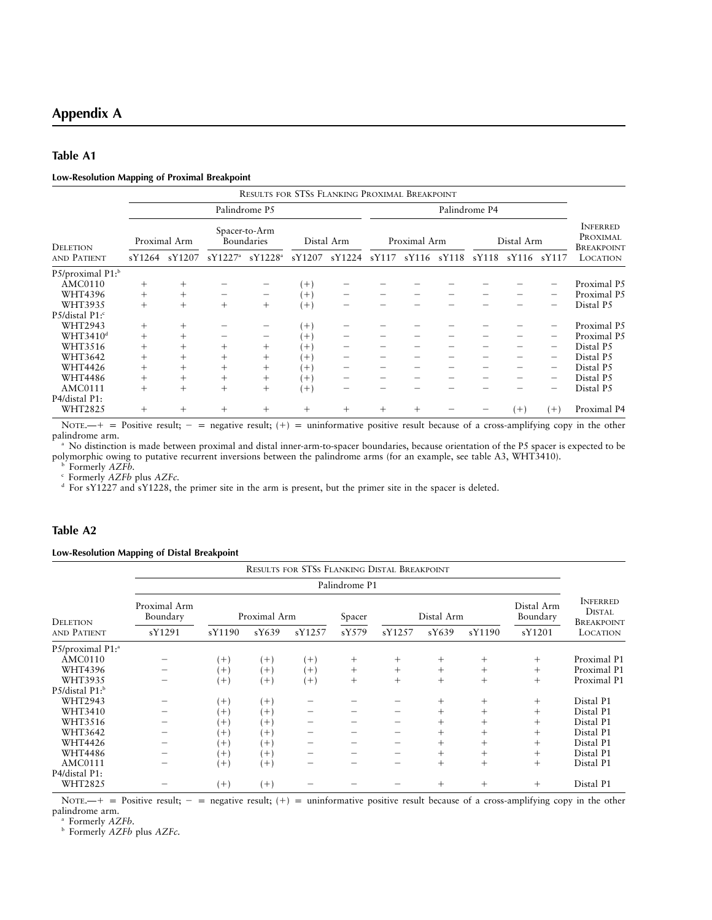## Appendix A

### Table A1

**Low-Resolution Mapping of Proximal Breakpoint**

| Deletion and Patient | Results for STSs Flanking Proximal Breakpoint | | | | | | | | | | | | Inferred Proximal Breakpoint Location |
|---|---|---|---|---|---|---|---|---|---|---|---|---|---|
| | Palindrome P5 | | | | | | Palindrome P4 | | | | | | |
| | Proximal Arm | | Spacer-to-Arm Boundaries | | Distal Arm | | Proximal Arm | | | Distal Arm | | | |
| | sY1264 | sY1207 | sY1227[a] | sY1228[a] | sY1207 | sY1224 | sY117 | sY116 | sY118 | sY118 | sY116 | sY117 | |
| P5/proximal P1:[b] | | | | | | | | | | | | | |
| AMC0110 | + | + | − | − | (+) | − | − | − | − | − | − | − | Proximal P5 |
| WHT4396 | + | + | − | − | (+) | − | − | − | − | − | − | − | Proximal P5 |
| WHT3935 | + | + | + | + | (+) | − | − | − | − | − | − | − | Distal P5 |
| P5/distal P1:[c] | | | | | | | | | | | | | |
| WHT2943 | + | + | − | − | (+) | − | − | − | − | − | − | − | Proximal P5 |
| WHT3410[d] | + | + | − | − | (+) | − | − | − | − | − | − | − | Proximal P5 |
| WHT3516 | + | + | + | + | (+) | − | − | − | − | − | − | − | Distal P5 |
| WHT3642 | + | + | + | + | (+) | − | − | − | − | − | − | − | Distal P5 |
| WHT4426 | + | + | + | + | (+) | − | − | − | − | − | − | − | Distal P5 |
| WHT4486 | + | + | + | + | (+) | − | − | − | − | − | − | − | Distal P5 |
| AMC0111 | + | + | + | + | (+) | − | − | − | − | − | − | − | Distal P5 |
| P4/distal P1: | | | | | | | | | | | | | |
| WHT2825 | + | + | + | + | + | + | + | + | − | − | (+) | (+) | Proximal P4 |

Note.—+ = Positive result; − = negative result; (+) = uninformative positive result because of a cross-amplifying copy in the other palindrome arm.

[a] No distinction is made between proximal and distal inner-arm-to-spacer boundaries, because orientation of the P5 spacer is expected to be polymorphic owing to putative recurrent inversions between the palindrome arms (for an example, see table A3, WHT3410).

[b] Formerly *AZFb*.

[c] Formerly *AZFb* plus *AZFc*.

[d] For sY1227 and sY1228, the primer site in the arm is present, but the primer site in the spacer is deleted.

### Table A2

**Low-Resolution Mapping of Distal Breakpoint**

| Deletion and Patient | Results for STSs Flanking Distal Breakpoint | | | | | | | | | Inferred Distal Breakpoint Location |
|---|---|---|---|---|---|---|---|---|---|---|
| | Palindrome P1 | | | | | | | | | |
| | Proximal Arm Boundary | Proximal Arm | | | Spacer | Distal Arm | | | Distal Arm Boundary | |
| | sY1291 | sY1190 | sY639 | sY1257 | sY579 | sY1257 | sY639 | sY1190 | sY1201 | |
| P5/proximal P1:[a] | | | | | | | | | | |
| AMC0110 | − | (+) | (+) | (+) | + | + | + | + | + | Proximal P1 |
| WHT4396 | − | (+) | (+) | (+) | + | + | + | + | + | Proximal P1 |
| WHT3935 | − | (+) | (+) | (+) | + | + | + | + | + | Proximal P1 |
| P5/distal P1:[b] | | | | | | | | | | |
| WHT2943 | − | (+) | (+) | − | − | − | + | + | + | Distal P1 |
| WHT3410 | − | (+) | (+) | − | − | − | + | + | + | Distal P1 |
| WHT3516 | − | (+) | (+) | − | − | − | + | + | + | Distal P1 |
| WHT3642 | − | (+) | (+) | − | − | − | + | + | + | Distal P1 |
| WHT4426 | − | (+) | (+) | − | − | − | + | + | + | Distal P1 |
| WHT4486 | − | (+) | (+) | − | − | − | + | + | + | Distal P1 |
| AMC0111 | − | (+) | (+) | − | − | − | + | + | + | Distal P1 |
| P4/distal P1: | | | | | | | | | | |
| WHT2825 | − | (+) | (+) | − | − | − | + | + | + | Distal P1 |

Note.—+ = Positive result; − = negative result; (+) = uninformative positive result because of a cross-amplifying copy in the other palindrome arm.

[a] Formerly *AZFb*.

[b] Formerly *AZFb* plus *AZFc*.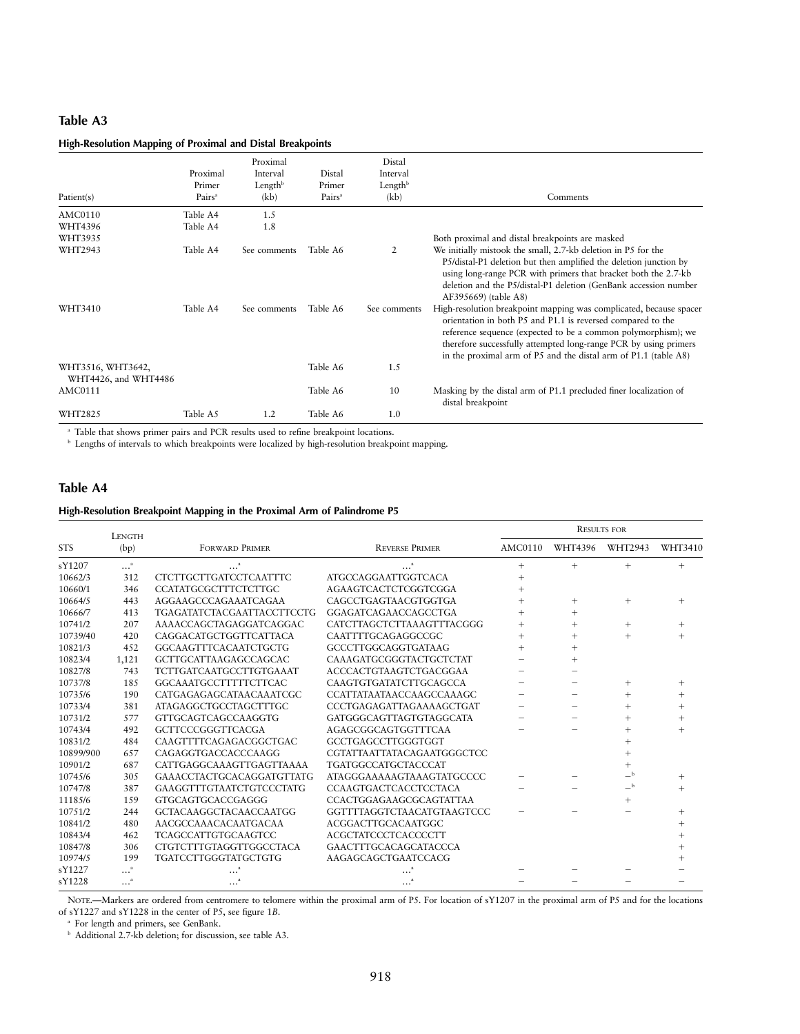## Table A3

### High-Resolution Mapping of Proximal and Distal Breakpoints

| Patient(s) | Proximal Primer Pairs[a] | Proximal Interval Length[b] (kb) | Distal Primer Pairs[a] | Distal Interval Length[b] (kb) | Comments |
|---|---|---|---|---|---|
| AMC0110 | Table A4 | 1.5 | | | |
| WHT4396 | Table A4 | 1.8 | | | |
| WHT3935 | | | | | Both proximal and distal breakpoints are masked |
| WHT2943 | Table A4 | See comments | Table A6 | 2 | We initially mistook the small, 2.7-kb deletion in P5 for the P5/distal-P1 deletion but then amplified the deletion junction by using long-range PCR with primers that bracket both the 2.7-kb deletion and the P5/distal-P1 deletion (GenBank accession number AF395669) (table A8) |
| WHT3410 | Table A4 | See comments | Table A6 | See comments | High-resolution breakpoint mapping was complicated, because spacer orientation in both P5 and P1.1 is reversed compared to the reference sequence (expected to be a common polymorphism); we therefore successfully attempted long-range PCR by using primers in the proximal arm of P5 and the distal arm of P1.1 (table A8) |
| WHT3516, WHT3642, WHT4426, and WHT4486 | | | Table A6 | 1.5 | |
| AMC0111 | | | Table A6 | 10 | Masking by the distal arm of P1.1 precluded finer localization of distal breakpoint |
| WHT2825 | Table A5 | 1.2 | Table A6 | 1.0 | |

[a] Table that shows primer pairs and PCR results used to refine breakpoint locations.

[b] Lengths of intervals to which breakpoints were localized by high-resolution breakpoint mapping.

## Table A4

### High-Resolution Breakpoint Mapping in the Proximal Arm of Palindrome P5

| STS | Length (bp) | Forward Primer | Reverse Primer | Results for AMC0110 | WHT4396 | WHT2943 | WHT3410 |
|---|---|---|---|---|---|---|---|
| sY1207 | …[a] | …[a] | …[a] | + | + | + | + |
| 10662/3 | 312 | CTCTTGCTTGATCCTCAATTTC | ATGCCAGGAATTGGTCACA | + | | | |
| 10660/1 | 346 | CCATATGCGCTTTCTCTTGC | AGAAGTCACTCTCGGTCGGA | + | | | |
| 10664/5 | 443 | AGGAAGCCCAGAAATCAGAA | CAGCCTGAGTAACGTGGTGA | + | + | + | + |
| 10666/7 | 413 | TGAGATATCTACGAATTACCTTCCTG | GGAGATCAGAACCAGCCTGA | + | + | | |
| 10741/2 | 207 | AAAACCAGCTAGAGGATCAGGAC | CATCTTAGCTCTTAAAGTTTACGGG | + | + | + | + |
| 10739/40 | 420 | CAGGACATGCTGGTTCATTACA | CAATTTTGCAGAGGCCGC | + | + | + | + |
| 10821/3 | 452 | GGCAAGTTTCACAATCTGCTG | GCCCTTGGCAGGTGATAAG | + | + | | |
| 10823/4 | 1,121 | GCTTGCATTAAGAGCCAGCAC | CAAAGATGCGGGTACTGCTCTAT | − | + | | |
| 10827/8 | 743 | TCTTGATCAATGCCTTGTGAAAT | ACCCACTGTAAGTCTGACGGAA | − | − | | |
| 10737/8 | 185 | GGCAAATGCCTTTTTCTTCAC | CAAGTGTGATATCTTGCAGCCA | − | − | + | + |
| 10735/6 | 190 | CATGAGAGAGCATAACAAATCGC | CCATTATAATAACCAAGCCAAAGC | − | − | + | + |
| 10733/4 | 381 | ATAGAGGCTGCCTAGCTTTGC | CCCTGAGAGATTAGAAAAGCTGAT | − | − | + | + |
| 10731/2 | 577 | GTTGCAGTCAGCCAAGGTG | GATGGGCAGTTAGTGTAGGCATA | − | − | + | + |
| 10743/4 | 492 | GCTTCCCGGGTTCACGA | AGAGCGGCAGTGGTTTCAA | − | − | + | + |
| 10831/2 | 484 | CAAGTTTTCAGAGACGGCTGAC | GCCTGAGCCTTGGGTGGT | | | + | |
| 10899/900 | 657 | CAGAGGTGACCACCCAAGG | CGTATTAATTATACAGAATGGGCTCC | | | + | |
| 10901/2 | 687 | CATTGAGGCAAAGTTGAGTTAAAA | TGATGGCCATGCTACCCAT | | | + | |
| 10745/6 | 305 | GAAACCTACTGCACAGGATGTTATG | ATAGGGAAAAAGTAAAGTATGCCCC | − | − | −[b] | + |
| 10747/8 | 387 | GAAGGTTTGTAATCTGTCCCTATG | CCAAGTGACTCACCTCCTACA | − | − | −[b] | + |
| 11185/6 | 159 | GTGCAGTGCACCGAGGG | CCACTGGAGAAGCGCAGTATTAA | | | + | |
| 10751/2 | 244 | GCTACAAGGCTACAACCAATGG | GGTTTTAGGTCTAACATGTAAGTCCC | − | − | − | + |
| 10841/2 | 480 | AACGCCAAACACAATGACAA | ACGGACTTGCACAATGGC | | | | + |
| 10843/4 | 462 | TCAGCCATTGTGCAAGTCC | ACGCTATCCCTCACCCCTT | | | | + |
| 10847/8 | 306 | CTGTCTTTGTAGGTTGGCCTACA | GAACTTTGCACAGCATACCCA | | | | + |
| 10974/5 | 199 | TGATCCTTGGGTATGCTGTG | AAGAGCAGCTGAATCCACG | | | | + |
| sY1227 | …[a] | …[a] | …[a] | − | − | − | − |
| sY1228 | …[a] | …[a] | …[a] | − | − | − | − |

Note.—Markers are ordered from centromere to telomere within the proximal arm of P5. For location of sY1207 in the proximal arm of P5 and for the locations of sY1227 and sY1228 in the center of P5, see figure 1*B*.

[a] For length and primers, see GenBank.

[b] Additional 2.7-kb deletion; for discussion, see table A3.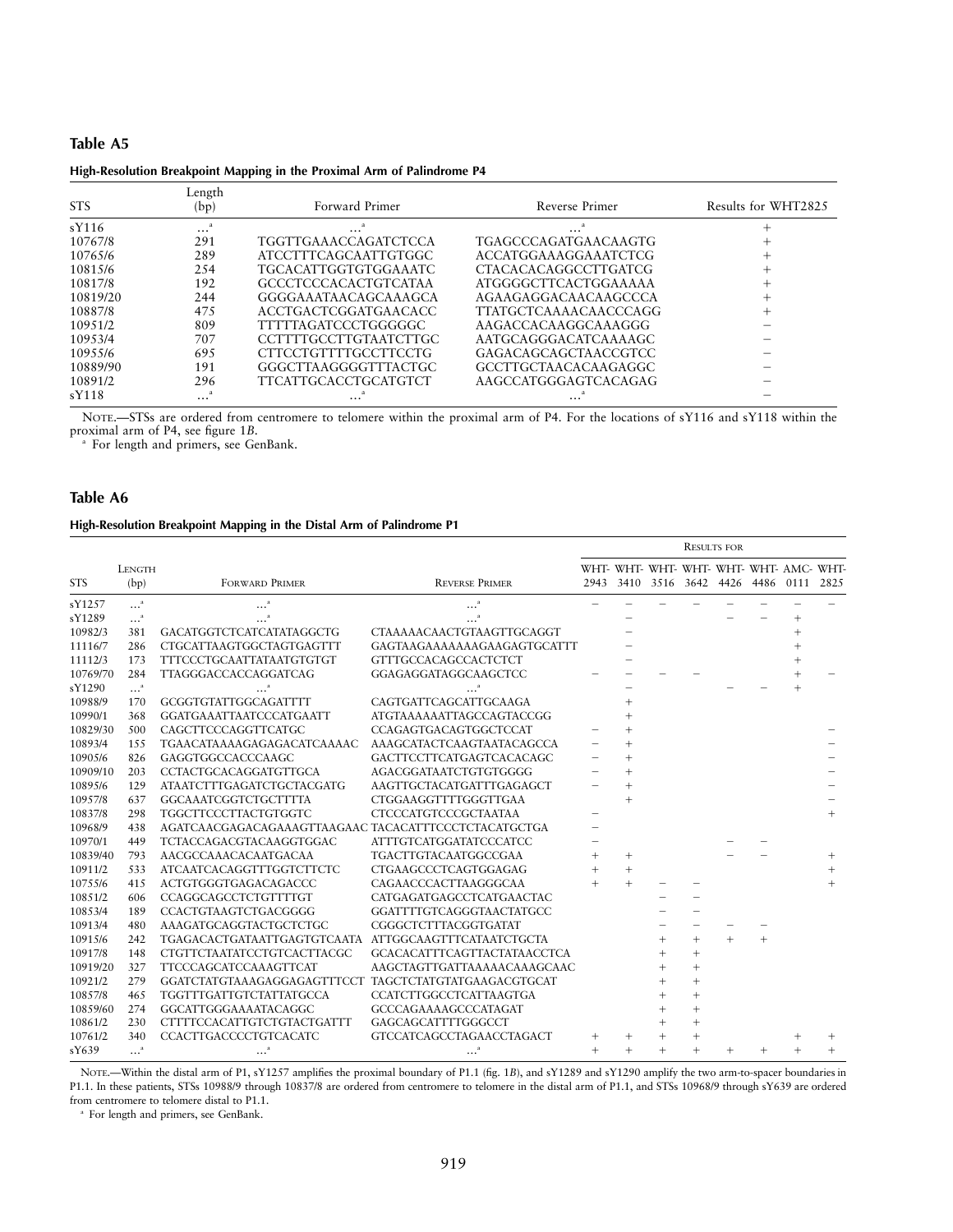## Table A5

**High-Resolution Breakpoint Mapping in the Proximal Arm of Palindrome P4**

| STS | Length (bp) | Forward Primer | Reverse Primer | Results for WHT2825 |
|---|---|---|---|---|
| sY116 | …[a] | …[a] | …[a] | + |
| 10767/8 | 291 | TGGTTGAAACCAGATCTCCA | TGAGCCCAGATGAACAAGTG | + |
| 10765/6 | 289 | ATCCTTTCAGCAATTGTGGC | ACCATGGAAAGGAAATCTCG | + |
| 10815/6 | 254 | TGCACATTGGTGTGGAAATC | CTACACACAGGCCTTGATCG | + |
| 10817/8 | 192 | GCCCTCCCACACTGTCATAA | ATGGGGCTTCACTGGAAAAA | + |
| 10819/20 | 244 | GGGGAAATAACAGCAAAGCA | AGAAGAGGACAACAAGCCCA | + |
| 10887/8 | 475 | ACCTGACTCGGATGAACACC | TTATGCTCAAAACAACCCAGG | + |
| 10951/2 | 809 | TTTTTAGATCCCTGGGGGC | AAGACCACAAGGCAAAGGG | − |
| 10953/4 | 707 | CCTTTTGCCTTGTAATCTTGC | AATGCAGGGACATCAAAAGC | − |
| 10955/6 | 695 | CTTCCTGTTTTGCCTTCCTG | GAGACAGCAGCTAACCGTCC | − |
| 10889/90 | 191 | GGGCTTAAGGGGTTTACTGC | GCCTTGCTAACACAAGAGGC | − |
| 10891/2 | 296 | TTCATTGCACCTGCATGTCT | AAGCCATGGGAGTCACAGAG | − |
| sY118 | …[a] | …[a] | …[a] | − |

NOTE.—STSs are ordered from centromere to telomere within the proximal arm of P4. For the locations of sY116 and sY118 within the proximal arm of P4, see figure 1*B*.

[a] For length and primers, see GenBank.

## Table A6

**High-Resolution Breakpoint Mapping in the Distal Arm of Palindrome P1**

| | | | | Results for | | | | | | | |
|---|---|---|---|---|---|---|---|---|---|---|---|
| STS | Length (bp) | Forward Primer | Reverse Primer | WHT-2943 | WHT-3410 | WHT-3516 | WHT-3642 | WHT-4426 | WHT-4486 | AMC-0111 | WHT-2825 |
| sY1257 | …[a] | …[a] | …[a] | − | − | − | − | − | − | − | − |
| sY1289 | …[a] | …[a] | …[a] | | − | | | − | − | + | |
| 10982/3 | 381 | GACATGGTCTCATCATATAGGCTG | CTAAAAACAACTGTAAGTTGCAGGT | | − | | | | | + | |
| 11116/7 | 286 | CTGCATTAAGTGGCTAGTGAGTTT | GAGTAAGAAAAAAAGAAGAGTGCATTT | | − | | | | | + | |
| 11112/3 | 173 | TTTCCCTGCAATTATAATGTGTGT | GTTTGCCACAGCCACTCTCT | | − | | | | | + | |
| 10769/70 | 284 | TTAGGGACCACCAGGATCAG | GGAGAGGATAGGCAAGCTCC | − | − | − | − | | | + | − |
| sY1290 | …[a] | …[a] | …[a] | | − | | | − | − | + | |
| 10988/9 | 170 | GCGGTGTATTGGCAGATTTT | CAGTGATTCAGCATTGCAAGA | | + | | | | | | |
| 10990/1 | 368 | GGATGAAATTAATCCCATGAATT | ATGTAAAAAATTAGCCAGTACCGG | | + | | | | | | |
| 10829/30 | 500 | CAGCTTCCCAGGTTCATGC | CCAGAGTGACAGTGGCTCCAT | − | + | | | | | | − |
| 10893/4 | 155 | TGAACATAAAAGAGAGACATCAAAAC | AAAGCATACTCAAGTAATACAGCCA | − | + | | | | | | − |
| 10905/6 | 826 | GAGGTGGCCACCCAAGC | GACTTCCTTCATGAGTCACACAGC | − | + | | | | | | − |
| 10909/10 | 203 | CCTACTGCACAGGATGTTGCA | AGACGGATAATCTGTGTGGGG | − | + | | | | | | − |
| 10895/6 | 129 | ATAATCTTTGAGATCTGCTACGATG | AAGTTGCTACATGATTTGAGAGCT | − | + | | | | | | − |
| 10957/8 | 637 | GGCAAATCGGTCTGCTTTTA | CTGGAAGGTTTTGGGTTGAA | | + | | | | | | − |
| 10837/8 | 298 | TGGCTTCCCTTACTGTGGTC | CTCCCATGTCCCGCTAATAA | − | | | | | | | + |
| 10968/9 | 438 | AGATCAACGAGACAGAAAGTTAAGAAC | TACACATTTCCCTCTACATGCTGA | − | | | | | | | |
| 10970/1 | 449 | TCTACCAGACGTACAAGGTGGAC | ATTTGTCATGGATATCCCATCC | − | | | | − | − | | |
| 10839/40 | 793 | AACGCCAAACACAATGACAA | TGACTTGTACAATGGCCGAA | + | + | | | − | − | | + |
| 10911/2 | 533 | ATCAATCACAGGTTTGGTCTTCTC | CTGAAGCCCTCAGTGGAGAG | + | + | | | | | | + |
| 10755/6 | 415 | ACTGTGGGTGAGACAGACCC | CAGAACCCACTTAAGGGCAA | + | + | − | − | | | | + |
| 10851/2 | 606 | CCAGGCAGCCTCTGTTTTGT | CATGAGATGAGCCTCATGAACTAC | | | − | − | | | | |
| 10853/4 | 189 | CCACTGTAAGTCTGACGGGG | GGATTTTGTCAGGGTAACTATGCC | | | − | − | | | | |
| 10913/4 | 480 | AAAGATGCAGGTACTGCTCTGC | CGGGCTCTTTACGGTGATAT | | | − | − | − | − | | |
| 10915/6 | 242 | TGAGACACTGATAATTGAGTGTCAATA | ATTGGCAAGTTTCATAATCTGCTA | | | + | + | + | + | | |
| 10917/8 | 148 | CTGTTCTAATATCCTGTCACTTACGC | GCACACATTTCAGTTACTATAACCTCA | | | + | + | | | | |
| 10919/20 | 327 | TTCCCAGCATCCAAAGTTCAT | AAGCTAGTTGATTAAAAACAAAGCAAC | | | + | + | | | | |
| 10921/2 | 279 | GGATCTATGTAAAGAGGAGAGTTTCCT | TAGCTCTATGTATGAAGACGTGCAT | | | + | + | | | | |
| 10857/8 | 465 | TGGTTTGATTGTCTATTATGCCA | CCATCTTGGCCTCATTAAGTGA | | | + | + | | | | |
| 10859/60 | 274 | GGCATTGGGAAAATACAGGC | GCCCAGAAAAGCCCATAGAT | | | + | + | | | | |
| 10861/2 | 230 | CTTTTCCACATTGTCTGTACTGATTT | GAGCAGCATTTTGGGCCT | | | + | + | | | | |
| 10761/2 | 340 | CCACTTGACCCCTGTCACATC | GTCCATCAGCCTAGAACCTAGACT | + | + | + | + | | | + | + |
| sY639 | …[a] | …[a] | …[a] | + | + | + | + | + | + | + | + |

NOTE.—Within the distal arm of P1, sY1257 amplifies the proximal boundary of P1.1 (fig. 1*B*), and sY1289 and sY1290 amplify the two arm-to-spacer boundaries in P1.1. In these patients, STSs 10988/9 through 10837/8 are ordered from centromere to telomere in the distal arm of P1.1, and STSs 10968/9 through sY639 are ordered from centromere to telomere distal to P1.1.

[a] For length and primers, see GenBank.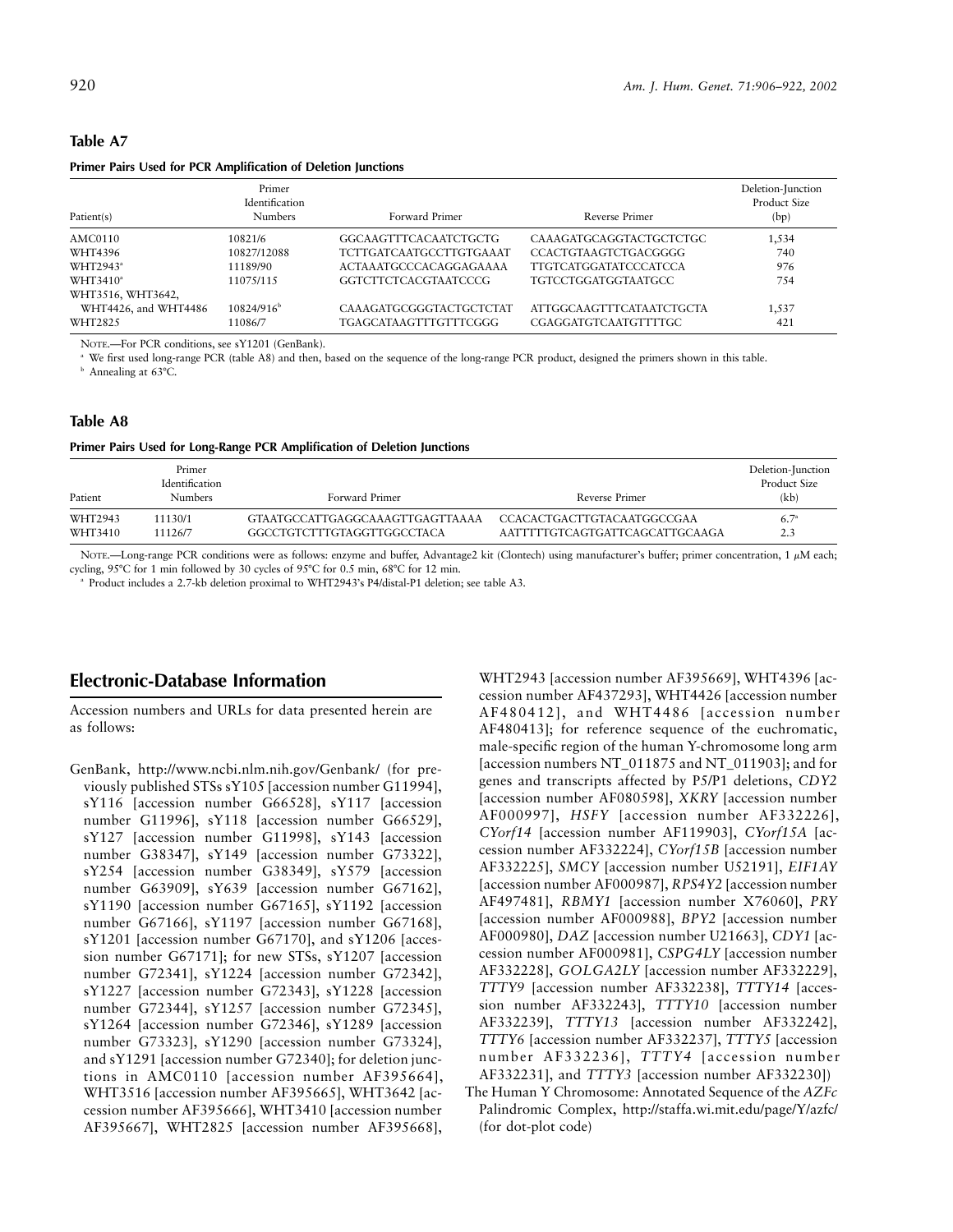## Table A7

**Primer Pairs Used for PCR Amplification of Deletion Junctions**

| Patient(s) | Primer Identification Numbers | Forward Primer | Reverse Primer | Deletion-Junction Product Size (bp) |
|---|---|---|---|---|
| AMC0110 | 10821/6 | GGCAAGTTTCACAATCTGCTG | CAAAGATGCAGGTACTGCTCTGC | 1,534 |
| WHT4396 | 10827/12088 | TCTTGATCAATGCCTTGTGAAAT | CCACTGTAAGTCTGACGGGG | 740 |
| WHT2943[a] | 11189/90 | ACTAAATGCCCACAGGAGAAAA | TTGTCATGGATATCCCATCCA | 976 |
| WHT3410[a] | 11075/115 | GGTCTTCTCACGTAATCCCG | TGTCCTGGATGGTAATGCC | 754 |
| WHT3516, WHT3642, WHT4426, and WHT4486 | 10824/916[b] | CAAAGATGCGGGTACTGCTCTAT | ATTGGCAAGTTTCATAATCTGCTA | 1,537 |
| WHT2825 | 11086/7 | TGAGCATAAGTTTGTTTCGGG | CGAGGATGTCAATGTTTTGC | 421 |

NOTE.—For PCR conditions, see sY1201 (GenBank).

[a] We first used long-range PCR (table A8) and then, based on the sequence of the long-range PCR product, designed the primers shown in this table.

[b] Annealing at 63°C.

## Table A8

**Primer Pairs Used for Long-Range PCR Amplification of Deletion Junctions**

| Patient | Primer Identification Numbers | Forward Primer | Reverse Primer | Deletion-Junction Product Size (kb) |
|---|---|---|---|---|
| WHT2943 | 11130/1 | GTAATGCCATTGAGGCAAAGTTGAGTTAAAA | CCACACTGACTTGTACAATGGCCGAA | 6.7[a] |
| WHT3410 | 11126/7 | GGCCTGTCTTTGTAGGTTGGCCTACA | AATTTTTGTCAGTGATTCAGCATTGCAAGA | 2.3 |

NOTE.—Long-range PCR conditions were as follows: enzyme and buffer, Advantage2 kit (Clontech) using manufacturer's buffer; primer concentration, 1 $\mu$M each; cycling, 95°C for 1 min followed by 30 cycles of 95°C for 0.5 min, 68°C for 12 min.

[a] Product includes a 2.7-kb deletion proximal to WHT2943's P4/distal-P1 deletion; see table A3.

## Electronic-Database Information

Accession numbers and URLs for data presented herein are as follows:

- GenBank, http://www.ncbi.nlm.nih.gov/Genbank/ (for previously published STSs sY105 [accession number G11994], sY116 [accession number G66528], sY117 [accession number G11996], sY118 [accession number G66529], sY127 [accession number G11998], sY143 [accession number G38347], sY149 [accession number G73322], sY254 [accession number G38349], sY579 [accession number G63909], sY639 [accession number G67162], sY1190 [accession number G67165], sY1192 [accession number G67166], sY1197 [accession number G67168], sY1201 [accession number G67170], and sY1206 [accession number G67171]; for new STSs, sY1207 [accession number G72341], sY1224 [accession number G72342], sY1227 [accession number G72343], sY1228 [accession number G72344], sY1257 [accession number G72345], sY1264 [accession number G72346], sY1289 [accession number G73323], sY1290 [accession number G73324], and sY1291 [accession number G72340]; for deletion junctions in AMC0110 [accession number AF395664], WHT3516 [accession number AF395665], WHT3642 [accession number AF395666], WHT3410 [accession number AF395667], WHT2825 [accession number AF395668], WHT2943 [accession number AF395669], WHT4396 [accession number AF437293], WHT4426 [accession number AF480412], and WHT4486 [accession number AF480413]; for reference sequence of the euchromatic, male-specific region of the human Y-chromosome long arm [accession numbers NT_011875 and NT_011903]; and for genes and transcripts affected by P5/P1 deletions, *CDY2* [accession number AF080598], *XKRY* [accession number AF000997], *HSFY* [accession number AF332226], *CYorf14* [accession number AF119903], *CYorf15A* [accession number AF332224], *CYorf15B* [accession number AF332225], *SMCY* [accession number U52191], *EIF1AY* [accession number AF000987], *RPS4Y2* [accession number AF497481], *RBMY1* [accession number X76060], *PRY* [accession number AF000988], *BPY2* [accession number AF000980], *DAZ* [accession number U21663], *CDY1* [accession number AF000981], *CSPG4LY* [accession number AF332228], *GOLGA2LY* [accession number AF332229], *TTTY9* [accession number AF332238], *TTTY14* [accession number AF332243], *TTTY10* [accession number AF332239], *TTTY13* [accession number AF332242], *TTTY6* [accession number AF332237], *TTTY5* [accession number AF332236], *TTTY4* [accession number AF332231], and *TTTY3* [accession number AF332230])
- The Human Y Chromosome: Annotated Sequence of the *AZFc* Palindromic Complex, http://staffa.wi.mit.edu/page/Y/azfc/ (for dot-plot code)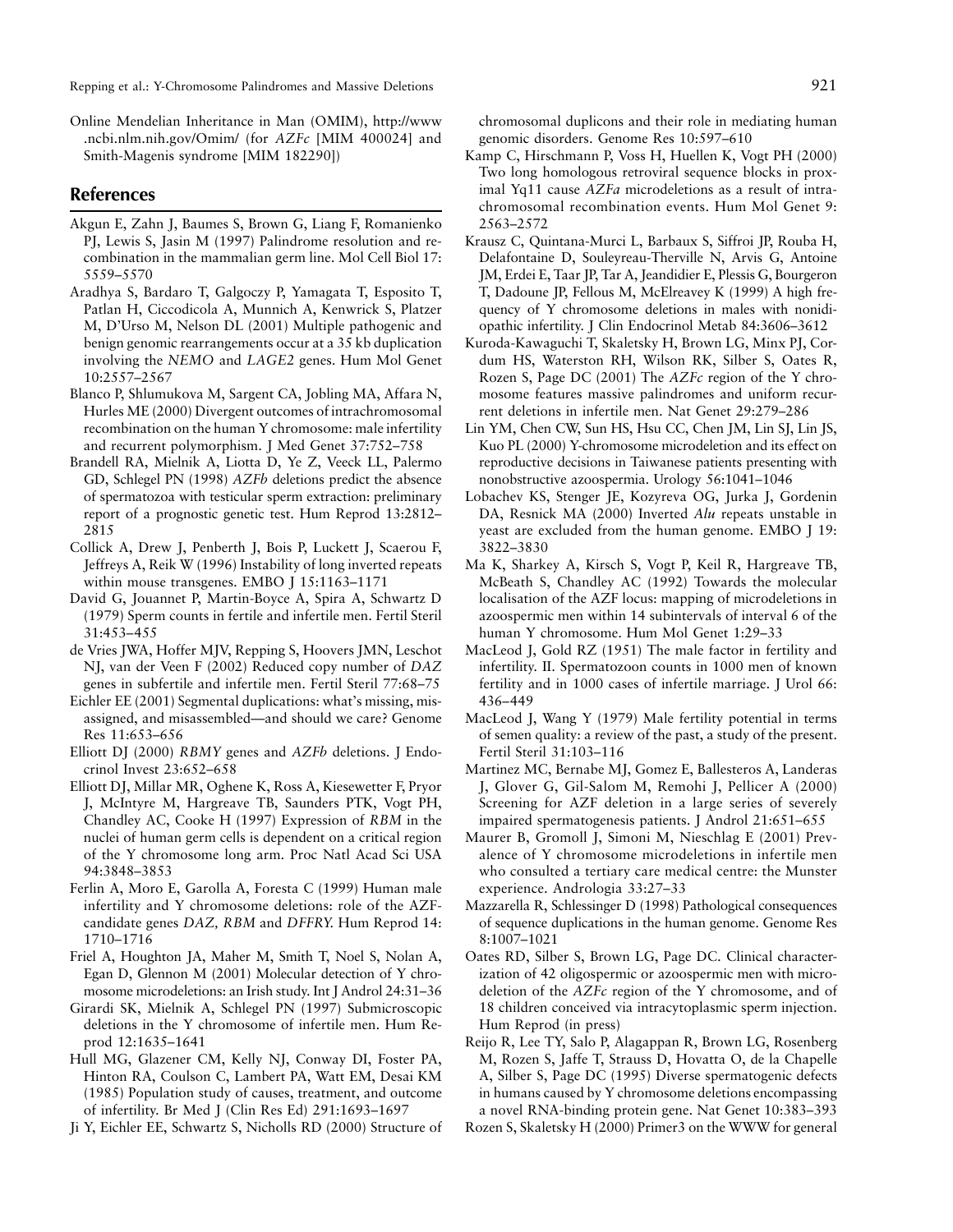Online Mendelian Inheritance in Man (OMIM), http://www.ncbi.nlm.nih.gov/Omim/ (for *AZFc* [MIM 400024] and Smith-Magenis syndrome [MIM 182290])

## References

Akgun E, Zahn J, Baumes S, Brown G, Liang F, Romanienko PJ, Lewis S, Jasin M (1997) Palindrome resolution and recombination in the mammalian germ line. Mol Cell Biol 17: 5559–5570

Aradhya S, Bardaro T, Galgoczy P, Yamagata T, Esposito T, Patlan H, Ciccodicola A, Munnich A, Kenwrick S, Platzer M, D'Urso M, Nelson DL (2001) Multiple pathogenic and benign genomic rearrangements occur at a 35 kb duplication involving the *NEMO* and *LAGE2* genes. Hum Mol Genet 10:2557–2567

Blanco P, Shlumukova M, Sargent CA, Jobling MA, Affara N, Hurles ME (2000) Divergent outcomes of intrachromosomal recombination on the human Y chromosome: male infertility and recurrent polymorphism. J Med Genet 37:752–758

Brandell RA, Mielnik A, Liotta D, Ye Z, Veeck LL, Palermo GD, Schlegel PN (1998) *AZFb* deletions predict the absence of spermatozoa with testicular sperm extraction: preliminary report of a prognostic genetic test. Hum Reprod 13:2812–2815

Collick A, Drew J, Penberth J, Bois P, Luckett J, Scaerou F, Jeffreys A, Reik W (1996) Instability of long inverted repeats within mouse transgenes. EMBO J 15:1163–1171

David G, Jouannet P, Martin-Boyce A, Spira A, Schwartz D (1979) Sperm counts in fertile and infertile men. Fertil Steril 31:453–455

de Vries JWA, Hoffer MJV, Repping S, Hoovers JMN, Leschot NJ, van der Veen F (2002) Reduced copy number of *DAZ* genes in subfertile and infertile men. Fertil Steril 77:68–75

Eichler EE (2001) Segmental duplications: what's missing, misassigned, and misassembled—and should we care? Genome Res 11:653–656

Elliott DJ (2000) *RBMY* genes and *AZFb* deletions. J Endocrinol Invest 23:652–658

Elliott DJ, Millar MR, Oghene K, Ross A, Kiesewetter F, Pryor J, McIntyre M, Hargreave TB, Saunders PTK, Vogt PH, Chandley AC, Cooke H (1997) Expression of *RBM* in the nuclei of human germ cells is dependent on a critical region of the Y chromosome long arm. Proc Natl Acad Sci USA 94:3848–3853

Ferlin A, Moro E, Garolla A, Foresta C (1999) Human male infertility and Y chromosome deletions: role of the AZF-candidate genes *DAZ, RBM* and *DFFRY.* Hum Reprod 14: 1710–1716

Friel A, Houghton JA, Maher M, Smith T, Noel S, Nolan A, Egan D, Glennon M (2001) Molecular detection of Y chromosome microdeletions: an Irish study. Int J Androl 24:31–36

Girardi SK, Mielnik A, Schlegel PN (1997) Submicroscopic deletions in the Y chromosome of infertile men. Hum Reprod 12:1635–1641

Hull MG, Glazener CM, Kelly NJ, Conway DI, Foster PA, Hinton RA, Coulson C, Lambert PA, Watt EM, Desai KM (1985) Population study of causes, treatment, and outcome of infertility. Br Med J (Clin Res Ed) 291:1693–1697

Ji Y, Eichler EE, Schwartz S, Nicholls RD (2000) Structure of chromosomal duplicons and their role in mediating human genomic disorders. Genome Res 10:597–610

Kamp C, Hirschmann P, Voss H, Huellen K, Vogt PH (2000) Two long homologous retroviral sequence blocks in proximal Yq11 cause *AZFa* microdeletions as a result of intrachromosomal recombination events. Hum Mol Genet 9: 2563–2572

Krausz C, Quintana-Murci L, Barbaux S, Siffroi JP, Rouba H, Delafontaine D, Souleyreau-Therville N, Arvis G, Antoine JM, Erdei E, Taar JP, Tar A, Jeandidier E, Plessis G, Bourgeron T, Dadoune JP, Fellous M, McElreavey K (1999) A high frequency of Y chromosome deletions in males with nonidiopathic infertility. J Clin Endocrinol Metab 84:3606–3612

Kuroda-Kawaguchi T, Skaletsky H, Brown LG, Minx PJ, Cordum HS, Waterston RH, Wilson RK, Silber S, Oates R, Rozen S, Page DC (2001) The *AZFc* region of the Y chromosome features massive palindromes and uniform recurrent deletions in infertile men. Nat Genet 29:279–286

Lin YM, Chen CW, Sun HS, Hsu CC, Chen JM, Lin SJ, Lin JS, Kuo PL (2000) Y-chromosome microdeletion and its effect on reproductive decisions in Taiwanese patients presenting with nonobstructive azoospermia. Urology 56:1041–1046

Lobachev KS, Stenger JE, Kozyreva OG, Jurka J, Gordenin DA, Resnick MA (2000) Inverted *Alu* repeats unstable in yeast are excluded from the human genome. EMBO J 19: 3822–3830

Ma K, Sharkey A, Kirsch S, Vogt P, Keil R, Hargreave TB, McBeath S, Chandley AC (1992) Towards the molecular localisation of the AZF locus: mapping of microdeletions in azoospermic men within 14 subintervals of interval 6 of the human Y chromosome. Hum Mol Genet 1:29–33

MacLeod J, Gold RZ (1951) The male factor in fertility and infertility. II. Spermatozoon counts in 1000 men of known fertility and in 1000 cases of infertile marriage. J Urol 66: 436–449

MacLeod J, Wang Y (1979) Male fertility potential in terms of semen quality: a review of the past, a study of the present. Fertil Steril 31:103–116

Martinez MC, Bernabe MJ, Gomez E, Ballesteros A, Landeras J, Glover G, Gil-Salom M, Remohi J, Pellicer A (2000) Screening for AZF deletion in a large series of severely impaired spermatogenesis patients. J Androl 21:651–655

Maurer B, Gromoll J, Simoni M, Nieschlag E (2001) Prevalence of Y chromosome microdeletions in infertile men who consulted a tertiary care medical centre: the Munster experience. Andrologia 33:27–33

Mazzarella R, Schlessinger D (1998) Pathological consequences of sequence duplications in the human genome. Genome Res 8:1007–1021

Oates RD, Silber S, Brown LG, Page DC. Clinical characterization of 42 oligospermic or azoospermic men with microdeletion of the *AZFc* region of the Y chromosome, and of 18 children conceived via intracytoplasmic sperm injection. Hum Reprod (in press)

Reijo R, Lee TY, Salo P, Alagappan R, Brown LG, Rosenberg M, Rozen S, Jaffe T, Strauss D, Hovatta O, de la Chapelle A, Silber S, Page DC (1995) Diverse spermatogenic defects in humans caused by Y chromosome deletions encompassing a novel RNA-binding protein gene. Nat Genet 10:383–393

Rozen S, Skaletsky H (2000) Primer3 on the WWW for general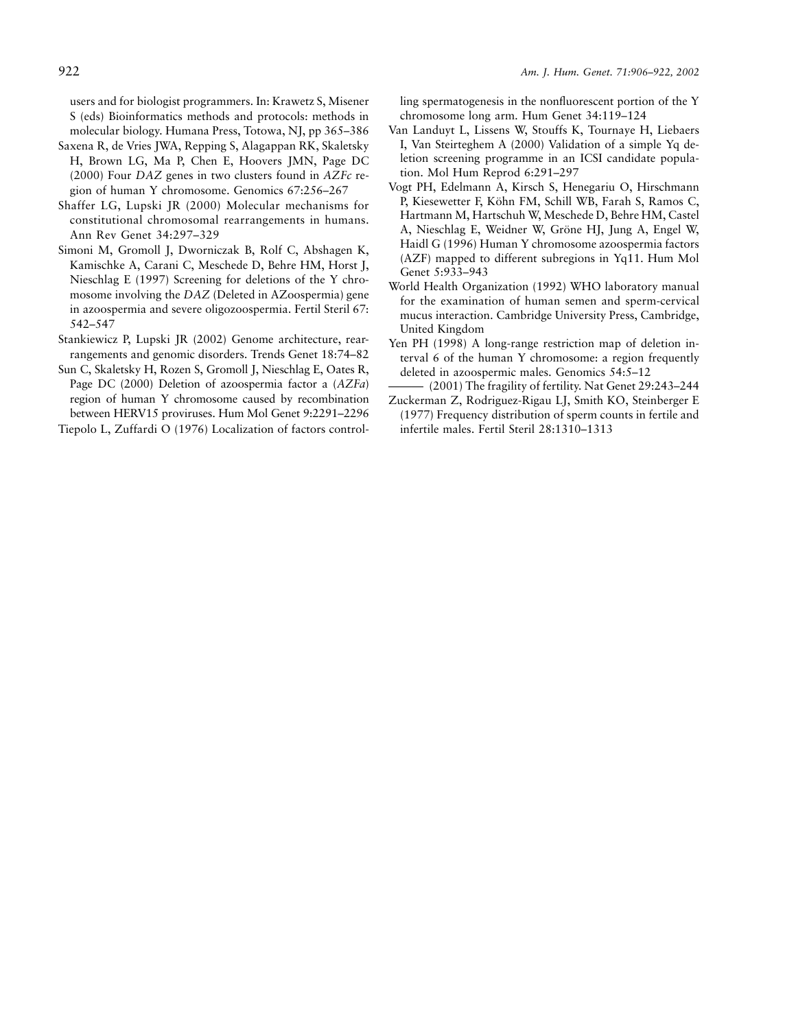users and for biologist programmers. In: Krawetz S, Misener S (eds) Bioinformatics methods and protocols: methods in molecular biology. Humana Press, Totowa, NJ, pp 365–386

Saxena R, de Vries JWA, Repping S, Alagappan RK, Skaletsky H, Brown LG, Ma P, Chen E, Hoovers JMN, Page DC (2000) Four *DAZ* genes in two clusters found in *AZFc* region of human Y chromosome. Genomics 67:256–267

Shaffer LG, Lupski JR (2000) Molecular mechanisms for constitutional chromosomal rearrangements in humans. Ann Rev Genet 34:297–329

Simoni M, Gromoll J, Dworniczak B, Rolf C, Abshagen K, Kamischke A, Carani C, Meschede D, Behre HM, Horst J, Nieschlag E (1997) Screening for deletions of the Y chromosome involving the *DAZ* (Deleted in AZoospermia) gene in azoospermia and severe oligozoospermia. Fertil Steril 67: 542–547

Stankiewicz P, Lupski JR (2002) Genome architecture, rearrangements and genomic disorders. Trends Genet 18:74–82

Sun C, Skaletsky H, Rozen S, Gromoll J, Nieschlag E, Oates R, Page DC (2000) Deletion of azoospermia factor a (*AZFa*) region of human Y chromosome caused by recombination between HERV15 proviruses. Hum Mol Genet 9:2291–2296

Tiepolo L, Zuffardi O (1976) Localization of factors controlling spermatogenesis in the nonfluorescent portion of the Y chromosome long arm. Hum Genet 34:119–124

Van Landuyt L, Lissens W, Stouffs K, Tournaye H, Liebaers I, Van Steirteghem A (2000) Validation of a simple Yq deletion screening programme in an ICSI candidate population. Mol Hum Reprod 6:291–297

Vogt PH, Edelmann A, Kirsch S, Henegariu O, Hirschmann P, Kiesewetter F, Köhn FM, Schill WB, Farah S, Ramos C, Hartmann M, Hartschuh W, Meschede D, Behre HM, Castel A, Nieschlag E, Weidner W, Gröne HJ, Jung A, Engel W, Haidl G (1996) Human Y chromosome azoospermia factors (AZF) mapped to different subregions in Yq11. Hum Mol Genet 5:933–943

World Health Organization (1992) WHO laboratory manual for the examination of human semen and sperm-cervical mucus interaction. Cambridge University Press, Cambridge, United Kingdom

Yen PH (1998) A long-range restriction map of deletion interval 6 of the human Y chromosome: a region frequently deleted in azoospermic males. Genomics 54:5–12

——— (2001) The fragility of fertility. Nat Genet 29:243–244

Zuckerman Z, Rodriguez-Rigau LJ, Smith KO, Steinberger E (1977) Frequency distribution of sperm counts in fertile and infertile males. Fertil Steril 28:1310–1313